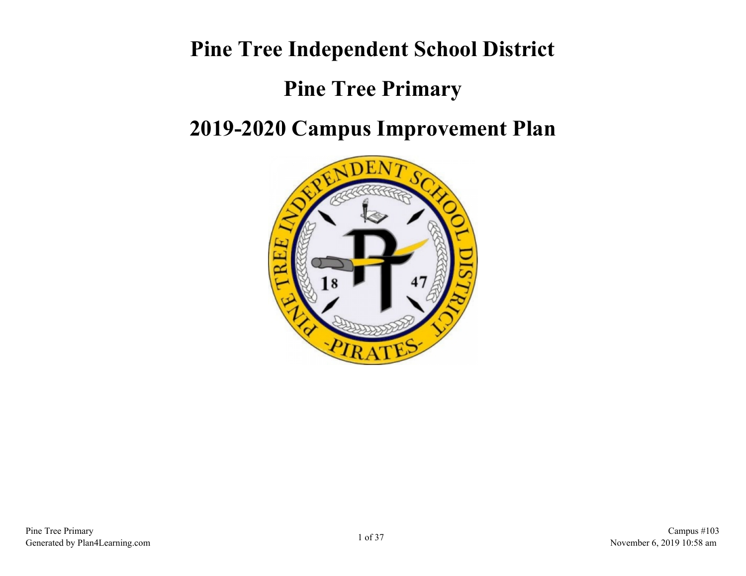# Pine Tree Independent School District

# Pine Tree Primary

# 2019-2020 Campus Improvement Plan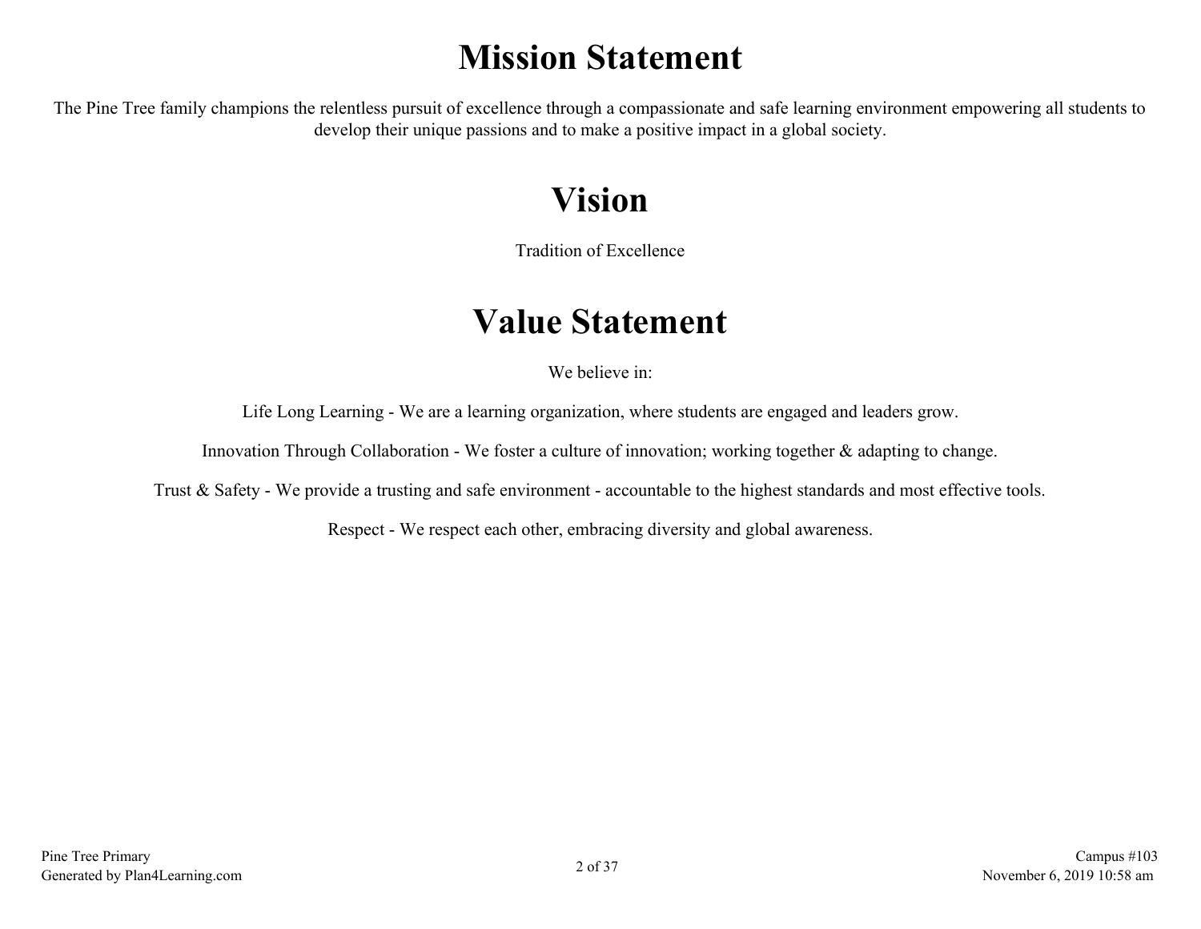# Mission Statement

The Pine Tree family champions the relentless pursuit of excellence through a compassionate and safe learning environment empowering all students to develop their unique passions and to make a positive impact in a global society.

# Vision

Tradition of Excellence

# Value Statement

We believe in:

Life Long Learning - We are a learning organization, where students are engaged and leaders grow.

Innovation Through Collaboration - We foster a culture of innovation; working together & adapting to change.

Trust & Safety - We provide a trusting and safe environment - accountable to the highest standards and most effective tools.

Respect - We respect each other, embracing diversity and global awareness.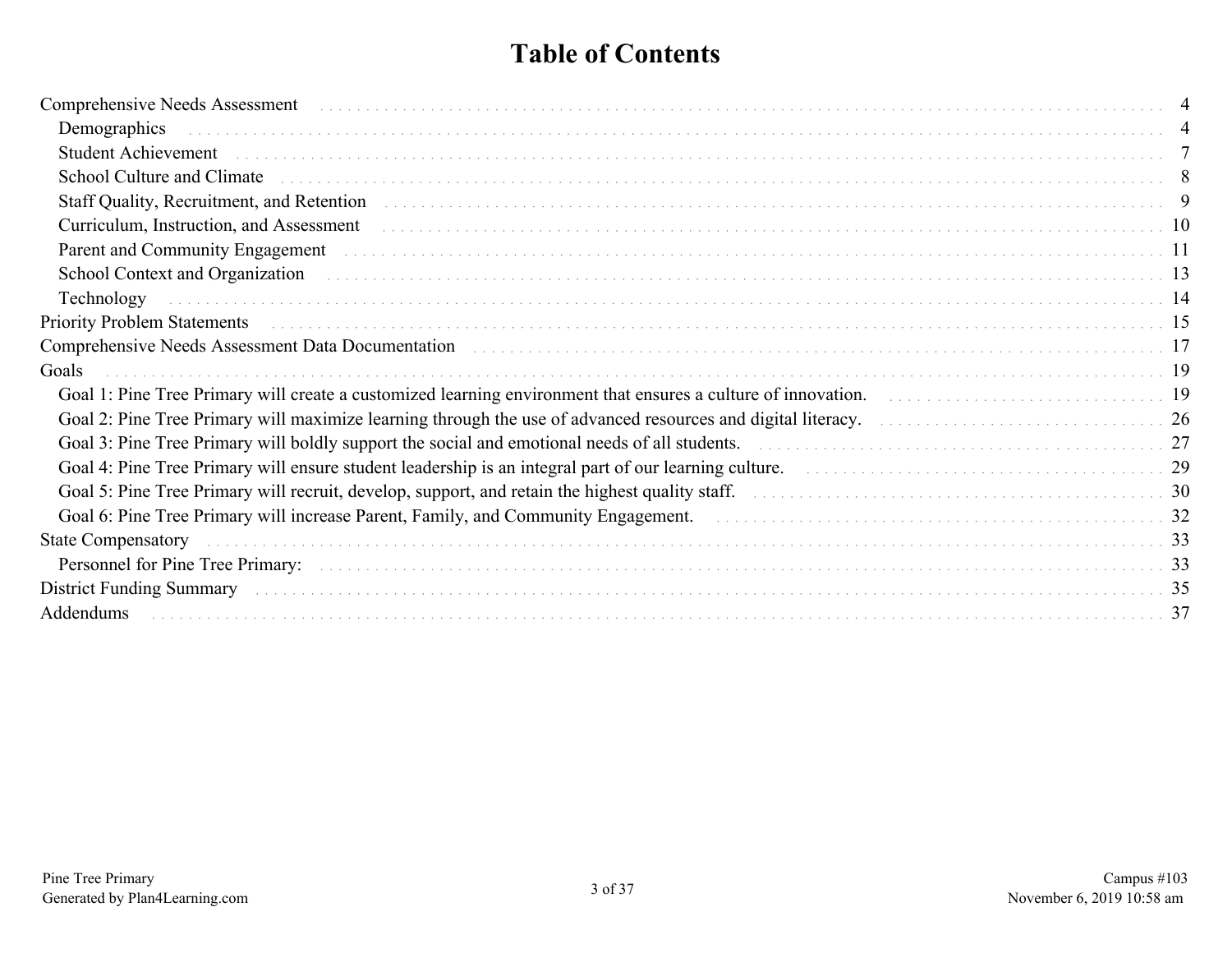# Table of Contents

- Comprehensive Needs Assessment ..... 4
  - Demographics ..... 4
  - Student Achievement ..... 7
  - School Culture and Climate ..... 8
  - Staff Quality, Recruitment, and Retention ..... 9
  - Curriculum, Instruction, and Assessment ..... 10
  - Parent and Community Engagement ..... 11
  - School Context and Organization ..... 13
  - Technology ..... 14
- Priority Problem Statements ..... 15
- Comprehensive Needs Assessment Data Documentation ..... 17
- Goals ..... 19
  - Goal 1: Pine Tree Primary will create a customized learning environment that ensures a culture of innovation. ..... 19
  - Goal 2: Pine Tree Primary will maximize learning through the use of advanced resources and digital literacy. ..... 26
  - Goal 3: Pine Tree Primary will boldly support the social and emotional needs of all students. ..... 27
  - Goal 4: Pine Tree Primary will ensure student leadership is an integral part of our learning culture. ..... 29
  - Goal 5: Pine Tree Primary will recruit, develop, support, and retain the highest quality staff. ..... 30
  - Goal 6: Pine Tree Primary will increase Parent, Family, and Community Engagement. ..... 32
- State Compensatory ..... 33
  - Personnel for Pine Tree Primary: ..... 33
- District Funding Summary ..... 35
- Addendums ..... 37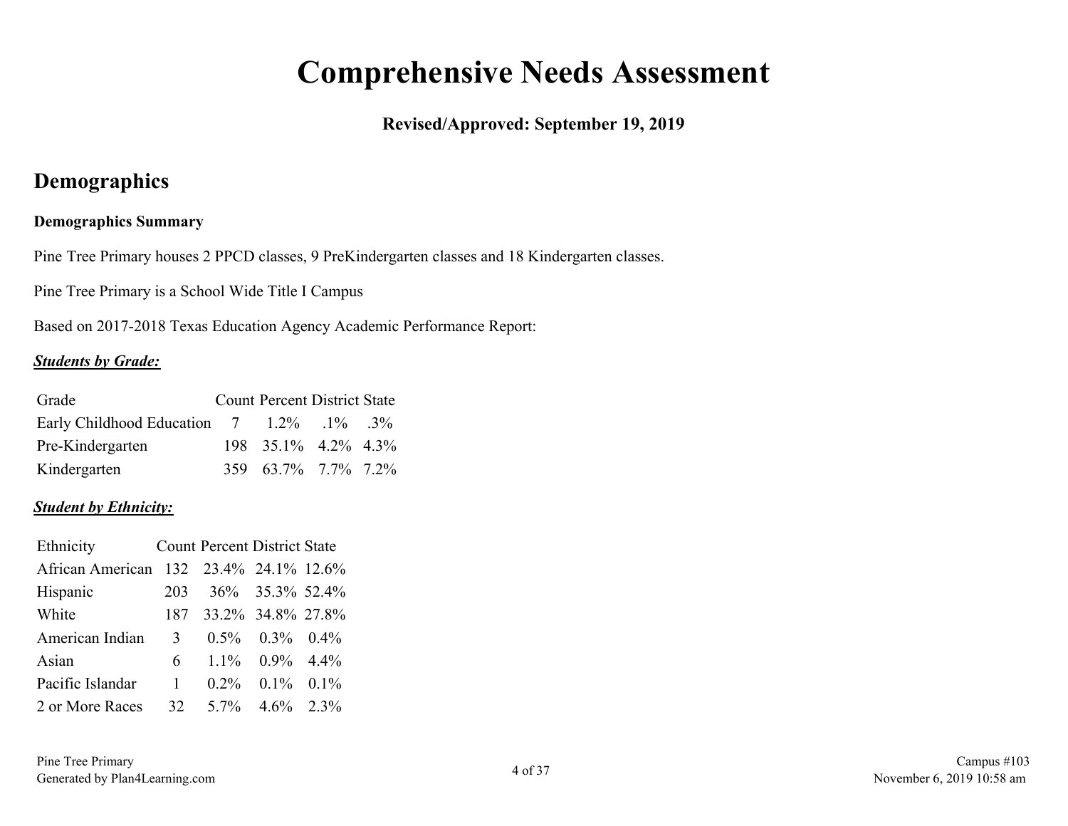# Comprehensive Needs Assessment

**Revised/Approved: September 19, 2019**

## Demographics

**Demographics Summary**

Pine Tree Primary houses 2 PPCD classes, 9 PreKindergarten classes and 18 Kindergarten classes.

Pine Tree Primary is a School Wide Title I Campus

Based on 2017-2018 Texas Education Agency Academic Performance Report:

***Students by Grade:***

| Grade | Count | Percent | District | State |
|---|---|---|---|---|
| Early Childhood Education | 7 | 1.2% | .1% | .3% |
| Pre-Kindergarten | 198 | 35.1% | 4.2% | 4.3% |
| Kindergarten | 359 | 63.7% | 7.7% | 7.2% |

***Student by Ethnicity:***

| Ethnicity | Count | Percent | District | State |
|---|---|---|---|---|
| African American | 132 | 23.4% | 24.1% | 12.6% |
| Hispanic | 203 | 36% | 35.3% | 52.4% |
| White | 187 | 33.2% | 34.8% | 27.8% |
| American Indian | 3 | 0.5% | 0.3% | 0.4% |
| Asian | 6 | 1.1% | 0.9% | 4.4% |
| Pacific Islandar | 1 | 0.2% | 0.1% | 0.1% |
| 2 or More Races | 32 | 5.7% | 4.6% | 2.3% |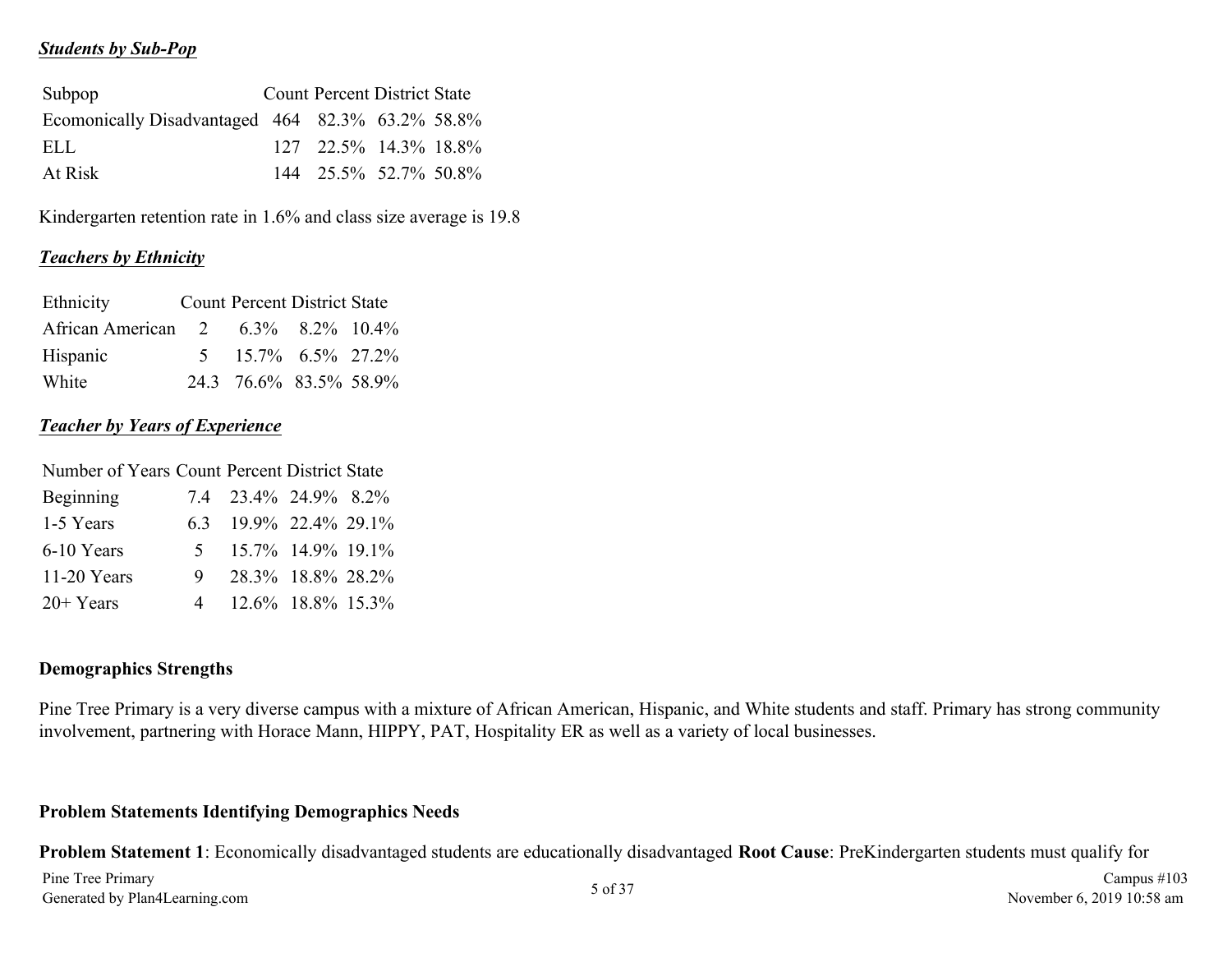***Students by Sub-Pop***

| Subpop | Count | Percent | District | State |
|---|---|---|---|---|
| Ecomonically Disadvantaged | 464 | 82.3% | 63.2% | 58.8% |
| ELL | 127 | 22.5% | 14.3% | 18.8% |
| At Risk | 144 | 25.5% | 52.7% | 50.8% |

Kindergarten retention rate in 1.6% and class size average is 19.8

***Teachers by Ethnicity***

| Ethnicity | Count | Percent | District | State |
|---|---|---|---|---|
| African American | 2 | 6.3% | 8.2% | 10.4% |
| Hispanic | 5 | 15.7% | 6.5% | 27.2% |
| White | 24.3 | 76.6% | 83.5% | 58.9% |

***Teacher by Years of Experience***

| Number of Years | Count | Percent | District | State |
|---|---|---|---|---|
| Beginning | 7.4 | 23.4% | 24.9% | 8.2% |
| 1-5 Years | 6.3 | 19.9% | 22.4% | 29.1% |
| 6-10 Years | 5 | 15.7% | 14.9% | 19.1% |
| 11-20 Years | 9 | 28.3% | 18.8% | 28.2% |
| 20+ Years | 4 | 12.6% | 18.8% | 15.3% |

**Demographics Strengths**

Pine Tree Primary is a very diverse campus with a mixture of African American, Hispanic, and White students and staff. Primary has strong community involvement, partnering with Horace Mann, HIPPY, PAT, Hospitality ER as well as a variety of local businesses.

**Problem Statements Identifying Demographics Needs**

**Problem Statement 1**: Economically disadvantaged students are educationally disadvantaged **Root Cause**: PreKindergarten students must qualify for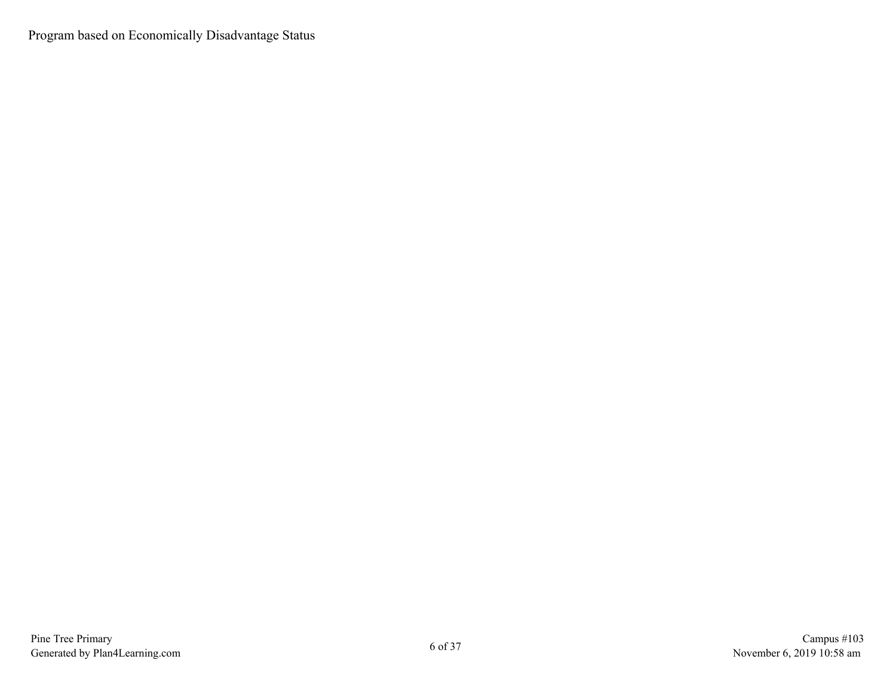Program based on Economically Disadvantage Status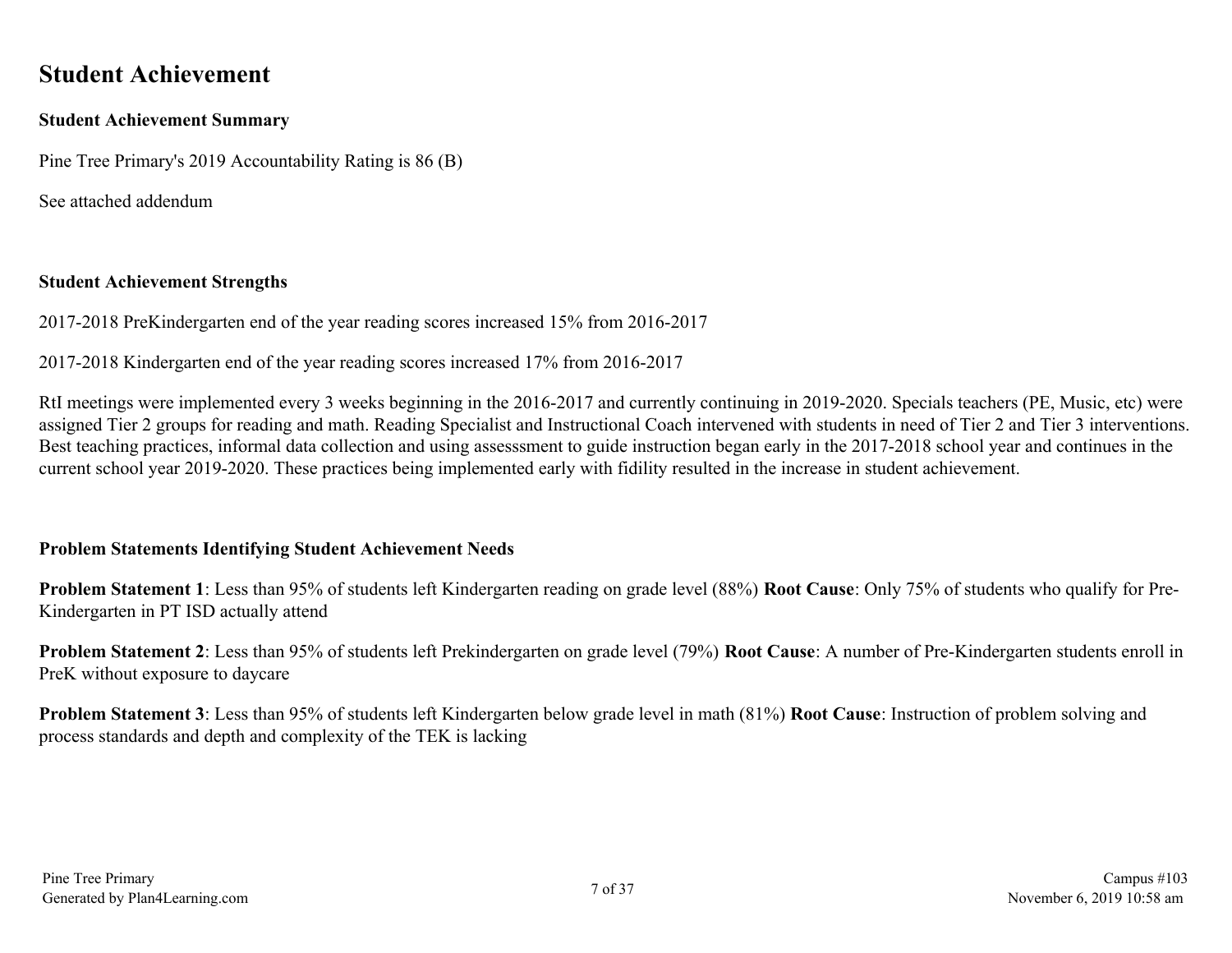# Student Achievement

### Student Achievement Summary

Pine Tree Primary's 2019 Accountability Rating is 86 (B)

See attached addendum

### Student Achievement Strengths

2017-2018 PreKindergarten end of the year reading scores increased 15% from 2016-2017

2017-2018 Kindergarten end of the year reading scores increased 17% from 2016-2017

RtI meetings were implemented every 3 weeks beginning in the 2016-2017 and currently continuing in 2019-2020. Specials teachers (PE, Music, etc) were assigned Tier 2 groups for reading and math. Reading Specialist and Instructional Coach intervened with students in need of Tier 2 and Tier 3 interventions. Best teaching practices, informal data collection and using assesssment to guide instruction began early in the 2017-2018 school year and continues in the current school year 2019-2020. These practices being implemented early with fidility resulted in the increase in student achievement.

### Problem Statements Identifying Student Achievement Needs

**Problem Statement 1**: Less than 95% of students left Kindergarten reading on grade level (88%) **Root Cause**: Only 75% of students who qualify for Pre-Kindergarten in PT ISD actually attend

**Problem Statement 2**: Less than 95% of students left Prekindergarten on grade level (79%) **Root Cause**: A number of Pre-Kindergarten students enroll in PreK without exposure to daycare

**Problem Statement 3**: Less than 95% of students left Kindergarten below grade level in math (81%) **Root Cause**: Instruction of problem solving and process standards and depth and complexity of the TEK is lacking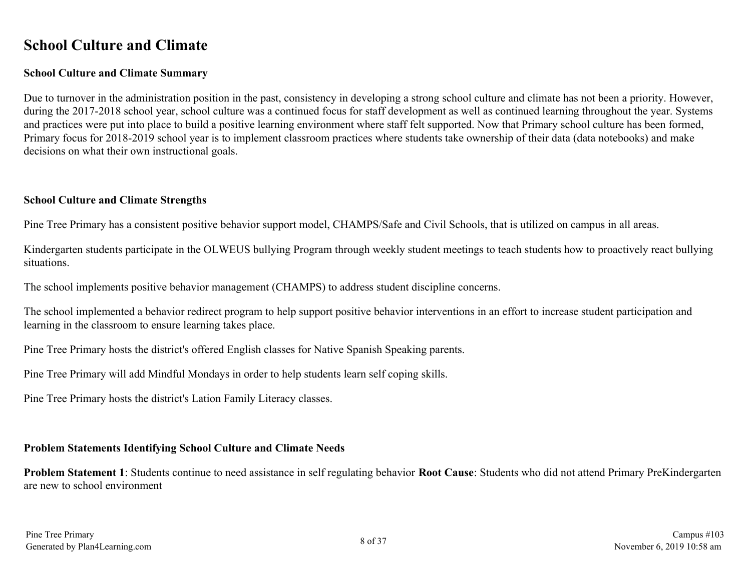# School Culture and Climate

## School Culture and Climate Summary

Due to turnover in the administration position in the past, consistency in developing a strong school culture and climate has not been a priority. However, during the 2017-2018 school year, school culture was a continued focus for staff development as well as continued learning throughout the year. Systems and practices were put into place to build a positive learning environment where staff felt supported. Now that Primary school culture has been formed, Primary focus for 2018-2019 school year is to implement classroom practices where students take ownership of their data (data notebooks) and make decisions on what their own instructional goals.

## School Culture and Climate Strengths

Pine Tree Primary has a consistent positive behavior support model, CHAMPS/Safe and Civil Schools, that is utilized on campus in all areas.

Kindergarten students participate in the OLWEUS bullying Program through weekly student meetings to teach students how to proactively react bullying situations.

The school implements positive behavior management (CHAMPS) to address student discipline concerns.

The school implemented a behavior redirect program to help support positive behavior interventions in an effort to increase student participation and learning in the classroom to ensure learning takes place.

Pine Tree Primary hosts the district's offered English classes for Native Spanish Speaking parents.

Pine Tree Primary will add Mindful Mondays in order to help students learn self coping skills.

Pine Tree Primary hosts the district's Lation Family Literacy classes.

## Problem Statements Identifying School Culture and Climate Needs

**Problem Statement 1**: Students continue to need assistance in self regulating behavior **Root Cause**: Students who did not attend Primary PreKindergarten are new to school environment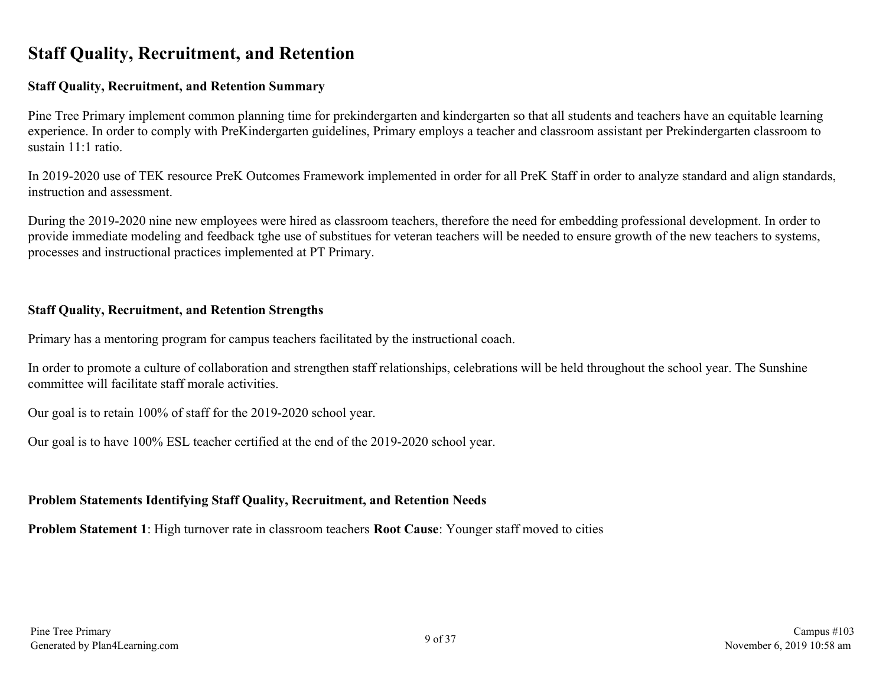# Staff Quality, Recruitment, and Retention

## Staff Quality, Recruitment, and Retention Summary

Pine Tree Primary implement common planning time for prekindergarten and kindergarten so that all students and teachers have an equitable learning experience. In order to comply with PreKindergarten guidelines, Primary employs a teacher and classroom assistant per Prekindergarten classroom to sustain 11:1 ratio.

In 2019-2020 use of TEK resource PreK Outcomes Framework implemented in order for all PreK Staff in order to analyze standard and align standards, instruction and assessment.

During the 2019-2020 nine new employees were hired as classroom teachers, therefore the need for embedding professional development. In order to provide immediate modeling and feedback tghe use of substitues for veteran teachers will be needed to ensure growth of the new teachers to systems, processes and instructional practices implemented at PT Primary.

## Staff Quality, Recruitment, and Retention Strengths

Primary has a mentoring program for campus teachers facilitated by the instructional coach.

In order to promote a culture of collaboration and strengthen staff relationships, celebrations will be held throughout the school year. The Sunshine committee will facilitate staff morale activities.

Our goal is to retain 100% of staff for the 2019-2020 school year.

Our goal is to have 100% ESL teacher certified at the end of the 2019-2020 school year.

## Problem Statements Identifying Staff Quality, Recruitment, and Retention Needs

**Problem Statement 1**: High turnover rate in classroom teachers **Root Cause**: Younger staff moved to cities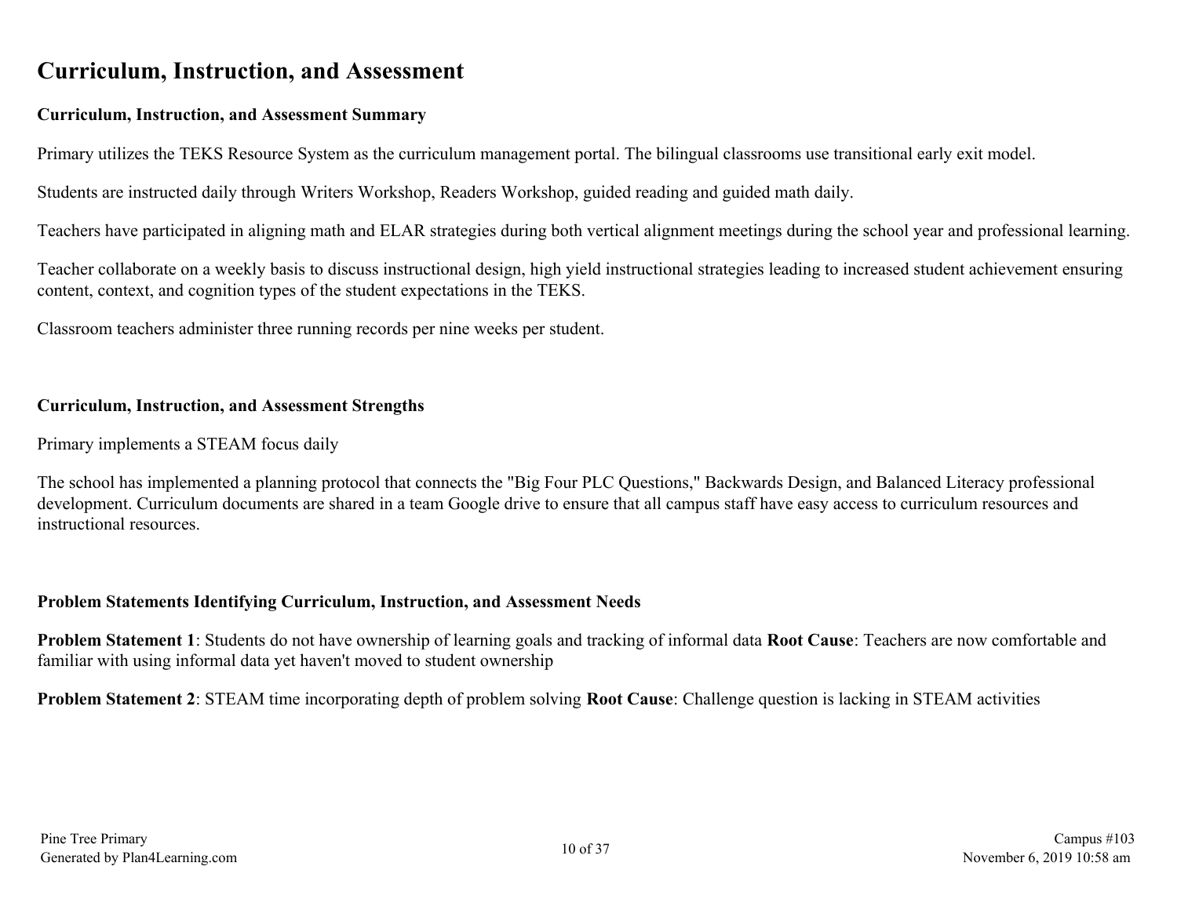# Curriculum, Instruction, and Assessment

### Curriculum, Instruction, and Assessment Summary

Primary utilizes the TEKS Resource System as the curriculum management portal. The bilingual classrooms use transitional early exit model.

Students are instructed daily through Writers Workshop, Readers Workshop, guided reading and guided math daily.

Teachers have participated in aligning math and ELAR strategies during both vertical alignment meetings during the school year and professional learning.

Teacher collaborate on a weekly basis to discuss instructional design, high yield instructional strategies leading to increased student achievement ensuring content, context, and cognition types of the student expectations in the TEKS.

Classroom teachers administer three running records per nine weeks per student.

### Curriculum, Instruction, and Assessment Strengths

Primary implements a STEAM focus daily

The school has implemented a planning protocol that connects the "Big Four PLC Questions," Backwards Design, and Balanced Literacy professional development. Curriculum documents are shared in a team Google drive to ensure that all campus staff have easy access to curriculum resources and instructional resources.

### Problem Statements Identifying Curriculum, Instruction, and Assessment Needs

**Problem Statement 1**: Students do not have ownership of learning goals and tracking of informal data **Root Cause**: Teachers are now comfortable and familiar with using informal data yet haven't moved to student ownership

**Problem Statement 2**: STEAM time incorporating depth of problem solving **Root Cause**: Challenge question is lacking in STEAM activities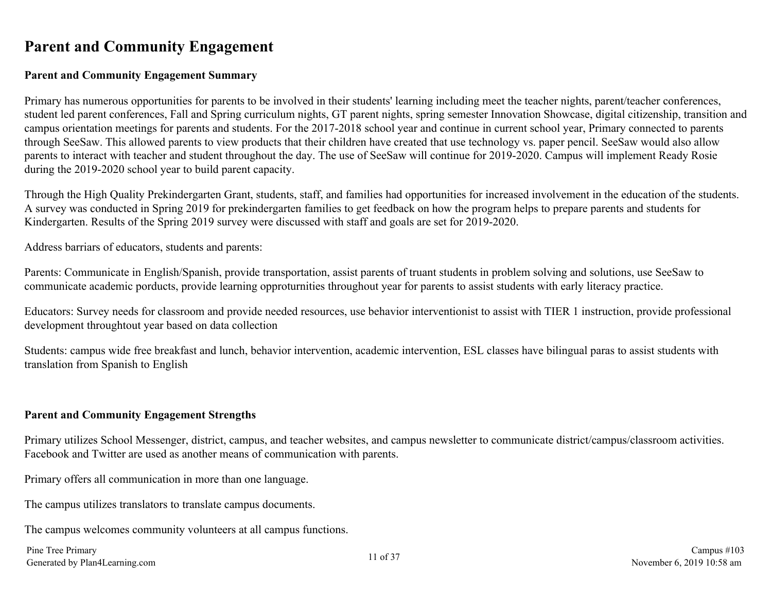# Parent and Community Engagement

## Parent and Community Engagement Summary

Primary has numerous opportunities for parents to be involved in their students' learning including meet the teacher nights, parent/teacher conferences, student led parent conferences, Fall and Spring curriculum nights, GT parent nights, spring semester Innovation Showcase, digital citizenship, transition and campus orientation meetings for parents and students. For the 2017-2018 school year and continue in current school year, Primary connected to parents through SeeSaw. This allowed parents to view products that their children have created that use technology vs. paper pencil. SeeSaw would also allow parents to interact with teacher and student throughout the day. The use of SeeSaw will continue for 2019-2020. Campus will implement Ready Rosie during the 2019-2020 school year to build parent capacity.

Through the High Quality Prekindergarten Grant, students, staff, and families had opportunities for increased involvement in the education of the students. A survey was conducted in Spring 2019 for prekindergarten families to get feedback on how the program helps to prepare parents and students for Kindergarten. Results of the Spring 2019 survey were discussed with staff and goals are set for 2019-2020.

Address barriars of educators, students and parents:

Parents: Communicate in English/Spanish, provide transportation, assist parents of truant students in problem solving and solutions, use SeeSaw to communicate academic porducts, provide learning opproturnities throughout year for parents to assist students with early literacy practice.

Educators: Survey needs for classroom and provide needed resources, use behavior interventionist to assist with TIER 1 instruction, provide professional development throughtout year based on data collection

Students: campus wide free breakfast and lunch, behavior intervention, academic intervention, ESL classes have bilingual paras to assist students with translation from Spanish to English

## Parent and Community Engagement Strengths

Primary utilizes School Messenger, district, campus, and teacher websites, and campus newsletter to communicate district/campus/classroom activities. Facebook and Twitter are used as another means of communication with parents.

Primary offers all communication in more than one language.

The campus utilizes translators to translate campus documents.

The campus welcomes community volunteers at all campus functions.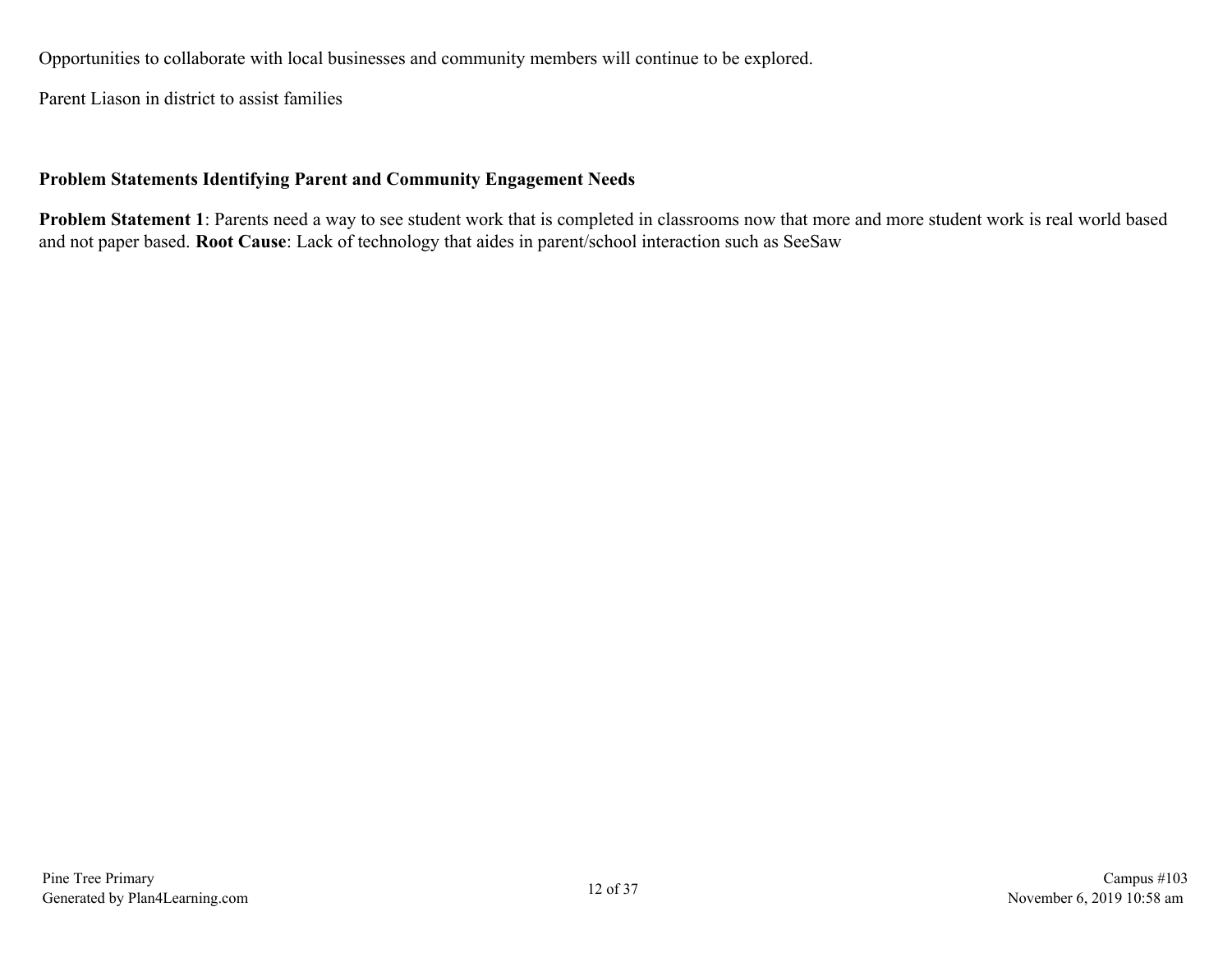Opportunities to collaborate with local businesses and community members will continue to be explored.

Parent Liason in district to assist families

**Problem Statements Identifying Parent and Community Engagement Needs**

**Problem Statement 1**: Parents need a way to see student work that is completed in classrooms now that more and more student work is real world based and not paper based. **Root Cause**: Lack of technology that aides in parent/school interaction such as SeeSaw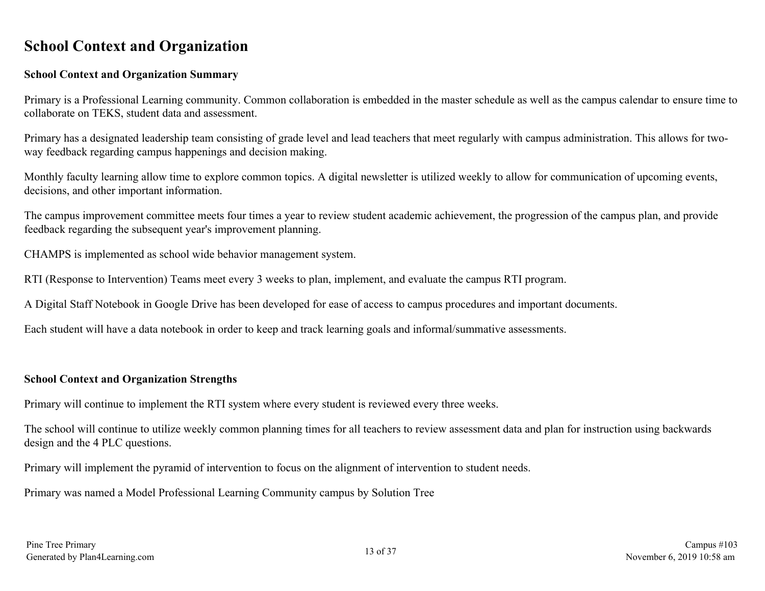# School Context and Organization

**School Context and Organization Summary**

Primary is a Professional Learning community. Common collaboration is embedded in the master schedule as well as the campus calendar to ensure time to collaborate on TEKS, student data and assessment.

Primary has a designated leadership team consisting of grade level and lead teachers that meet regularly with campus administration. This allows for two-way feedback regarding campus happenings and decision making.

Monthly faculty learning allow time to explore common topics. A digital newsletter is utilized weekly to allow for communication of upcoming events, decisions, and other important information.

The campus improvement committee meets four times a year to review student academic achievement, the progression of the campus plan, and provide feedback regarding the subsequent year's improvement planning.

CHAMPS is implemented as school wide behavior management system.

RTI (Response to Intervention) Teams meet every 3 weeks to plan, implement, and evaluate the campus RTI program.

A Digital Staff Notebook in Google Drive has been developed for ease of access to campus procedures and important documents.

Each student will have a data notebook in order to keep and track learning goals and informal/summative assessments.

**School Context and Organization Strengths**

Primary will continue to implement the RTI system where every student is reviewed every three weeks.

The school will continue to utilize weekly common planning times for all teachers to review assessment data and plan for instruction using backwards design and the 4 PLC questions.

Primary will implement the pyramid of intervention to focus on the alignment of intervention to student needs.

Primary was named a Model Professional Learning Community campus by Solution Tree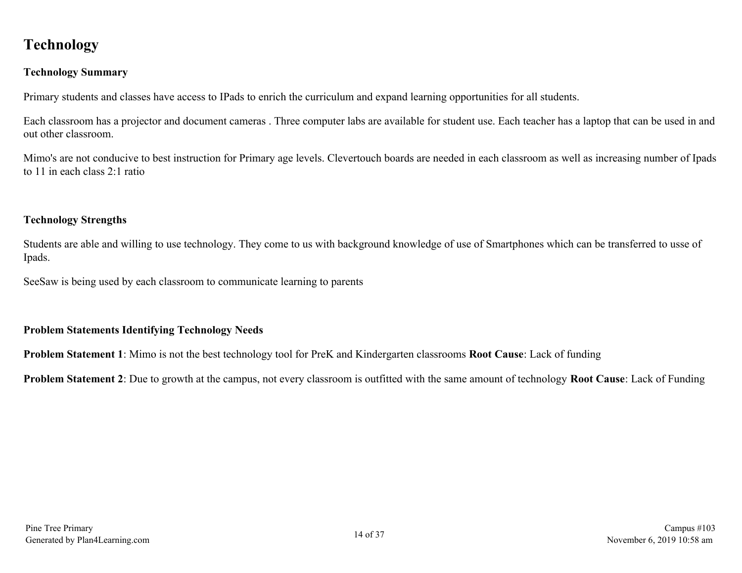# Technology

### Technology Summary

Primary students and classes have access to IPads to enrich the curriculum and expand learning opportunities for all students.

Each classroom has a projector and document cameras . Three computer labs are available for student use. Each teacher has a laptop that can be used in and out other classroom.

Mimo's are not conducive to best instruction for Primary age levels. Clevertouch boards are needed in each classroom as well as increasing number of Ipads to 11 in each class 2:1 ratio

### Technology Strengths

Students are able and willing to use technology. They come to us with background knowledge of use of Smartphones which can be transferred to usse of Ipads.

SeeSaw is being used by each classroom to communicate learning to parents

### Problem Statements Identifying Technology Needs

**Problem Statement 1**: Mimo is not the best technology tool for PreK and Kindergarten classrooms **Root Cause**: Lack of funding

**Problem Statement 2**: Due to growth at the campus, not every classroom is outfitted with the same amount of technology **Root Cause**: Lack of Funding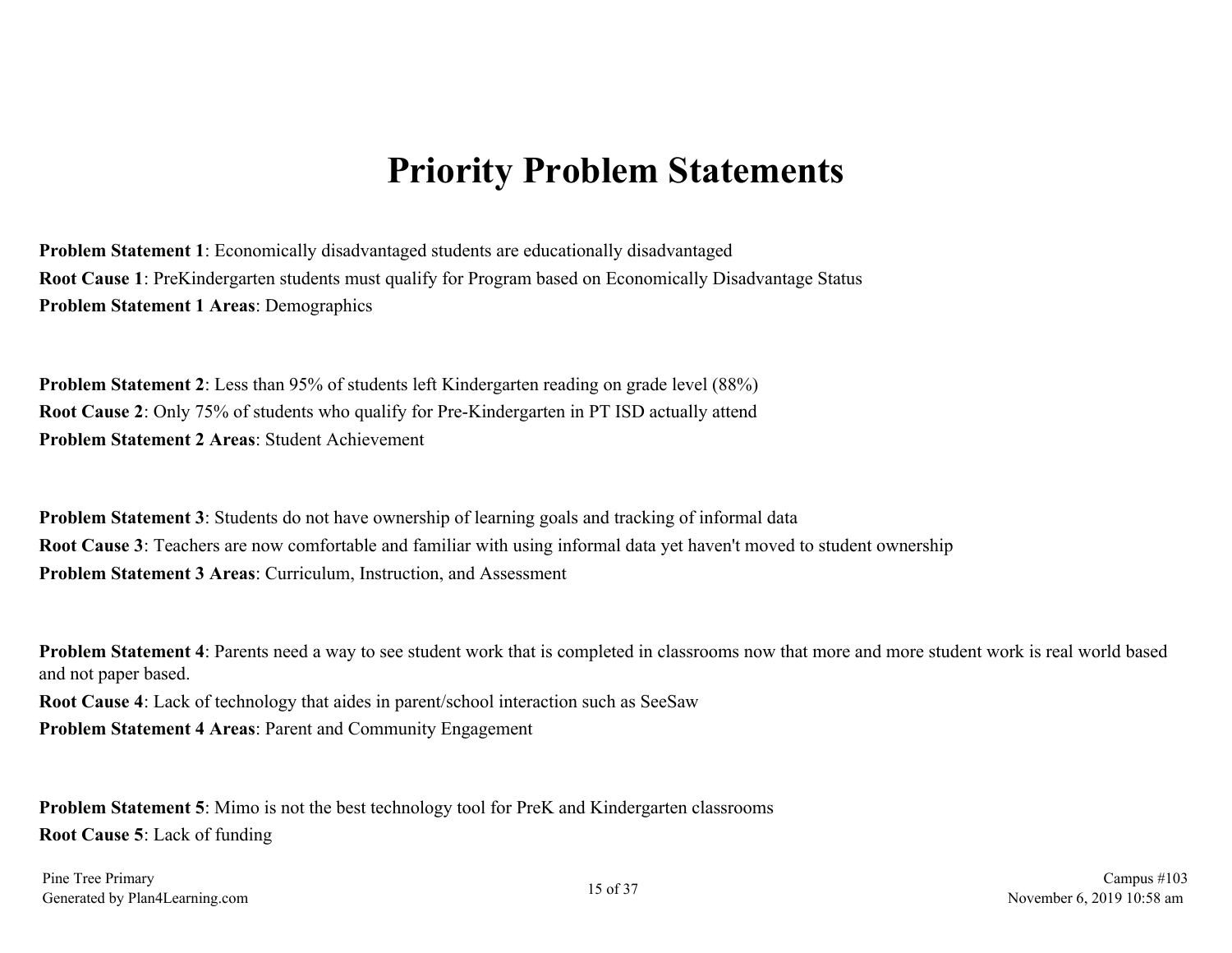# Priority Problem Statements

**Problem Statement 1**: Economically disadvantaged students are educationally disadvantaged

**Root Cause 1**: PreKindergarten students must qualify for Program based on Economically Disadvantage Status

**Problem Statement 1 Areas**: Demographics

**Problem Statement 2**: Less than 95% of students left Kindergarten reading on grade level (88%)

**Root Cause 2**: Only 75% of students who qualify for Pre-Kindergarten in PT ISD actually attend

**Problem Statement 2 Areas**: Student Achievement

**Problem Statement 3**: Students do not have ownership of learning goals and tracking of informal data

**Root Cause 3**: Teachers are now comfortable and familiar with using informal data yet haven't moved to student ownership

**Problem Statement 3 Areas**: Curriculum, Instruction, and Assessment

**Problem Statement 4**: Parents need a way to see student work that is completed in classrooms now that more and more student work is real world based and not paper based.

**Root Cause 4**: Lack of technology that aides in parent/school interaction such as SeeSaw

**Problem Statement 4 Areas**: Parent and Community Engagement

**Problem Statement 5**: Mimo is not the best technology tool for PreK and Kindergarten classrooms

**Root Cause 5**: Lack of funding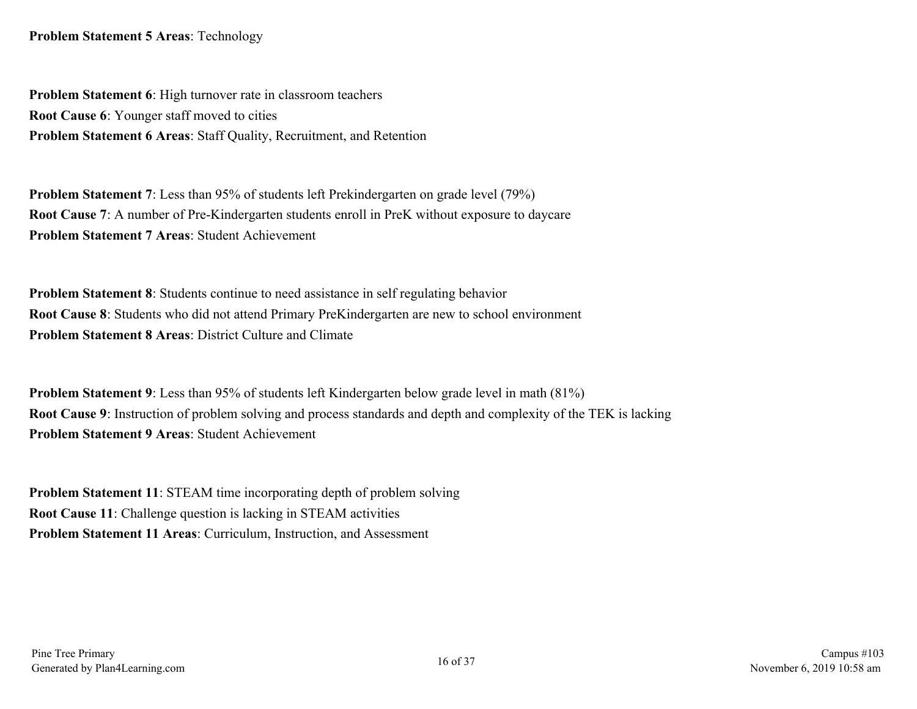**Problem Statement 5 Areas**: Technology

**Problem Statement 6**: High turnover rate in classroom teachers
**Root Cause 6**: Younger staff moved to cities
**Problem Statement 6 Areas**: Staff Quality, Recruitment, and Retention

**Problem Statement 7**: Less than 95% of students left Prekindergarten on grade level (79%)
**Root Cause 7**: A number of Pre-Kindergarten students enroll in PreK without exposure to daycare
**Problem Statement 7 Areas**: Student Achievement

**Problem Statement 8**: Students continue to need assistance in self regulating behavior
**Root Cause 8**: Students who did not attend Primary PreKindergarten are new to school environment
**Problem Statement 8 Areas**: District Culture and Climate

**Problem Statement 9**: Less than 95% of students left Kindergarten below grade level in math (81%)
**Root Cause 9**: Instruction of problem solving and process standards and depth and complexity of the TEK is lacking
**Problem Statement 9 Areas**: Student Achievement

**Problem Statement 11**: STEAM time incorporating depth of problem solving
**Root Cause 11**: Challenge question is lacking in STEAM activities
**Problem Statement 11 Areas**: Curriculum, Instruction, and Assessment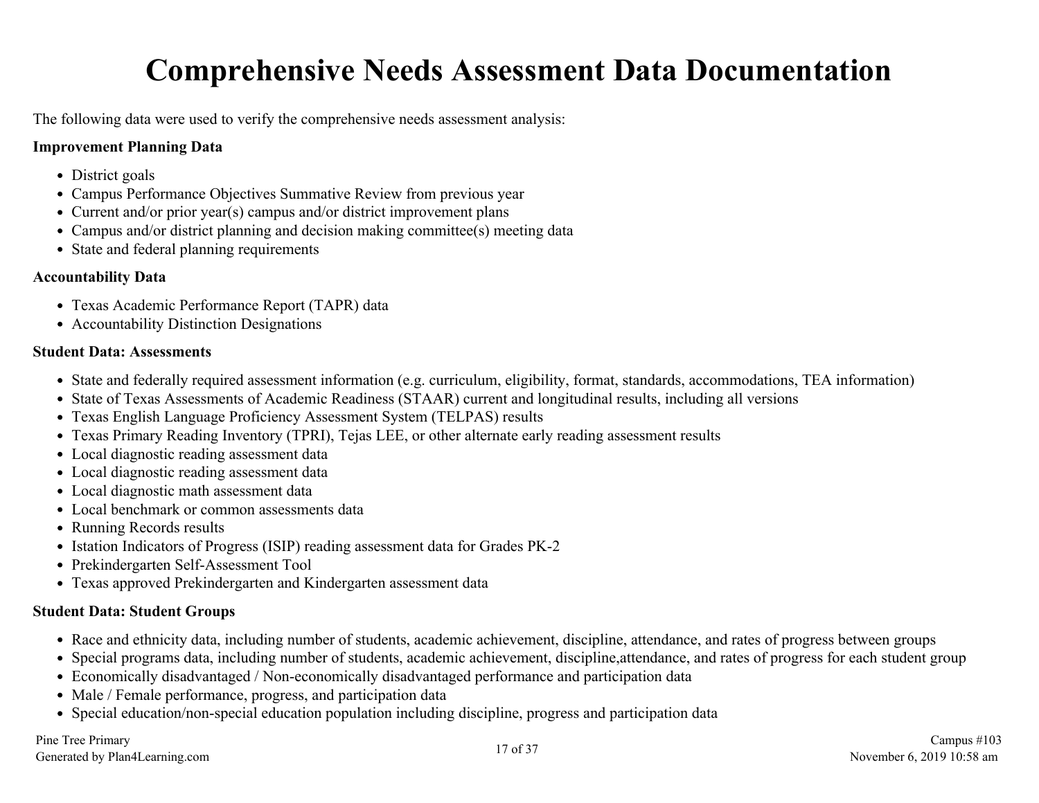# Comprehensive Needs Assessment Data Documentation

The following data were used to verify the comprehensive needs assessment analysis:

**Improvement Planning Data**

- District goals
- Campus Performance Objectives Summative Review from previous year
- Current and/or prior year(s) campus and/or district improvement plans
- Campus and/or district planning and decision making committee(s) meeting data
- State and federal planning requirements

**Accountability Data**

- Texas Academic Performance Report (TAPR) data
- Accountability Distinction Designations

**Student Data: Assessments**

- State and federally required assessment information (e.g. curriculum, eligibility, format, standards, accommodations, TEA information)
- State of Texas Assessments of Academic Readiness (STAAR) current and longitudinal results, including all versions
- Texas English Language Proficiency Assessment System (TELPAS) results
- Texas Primary Reading Inventory (TPRI), Tejas LEE, or other alternate early reading assessment results
- Local diagnostic reading assessment data
- Local diagnostic reading assessment data
- Local diagnostic math assessment data
- Local benchmark or common assessments data
- Running Records results
- Istation Indicators of Progress (ISIP) reading assessment data for Grades PK-2
- Prekindergarten Self-Assessment Tool
- Texas approved Prekindergarten and Kindergarten assessment data

**Student Data: Student Groups**

- Race and ethnicity data, including number of students, academic achievement, discipline, attendance, and rates of progress between groups
- Special programs data, including number of students, academic achievement, discipline,attendance, and rates of progress for each student group
- Economically disadvantaged / Non-economically disadvantaged performance and participation data
- Male / Female performance, progress, and participation data
- Special education/non-special education population including discipline, progress and participation data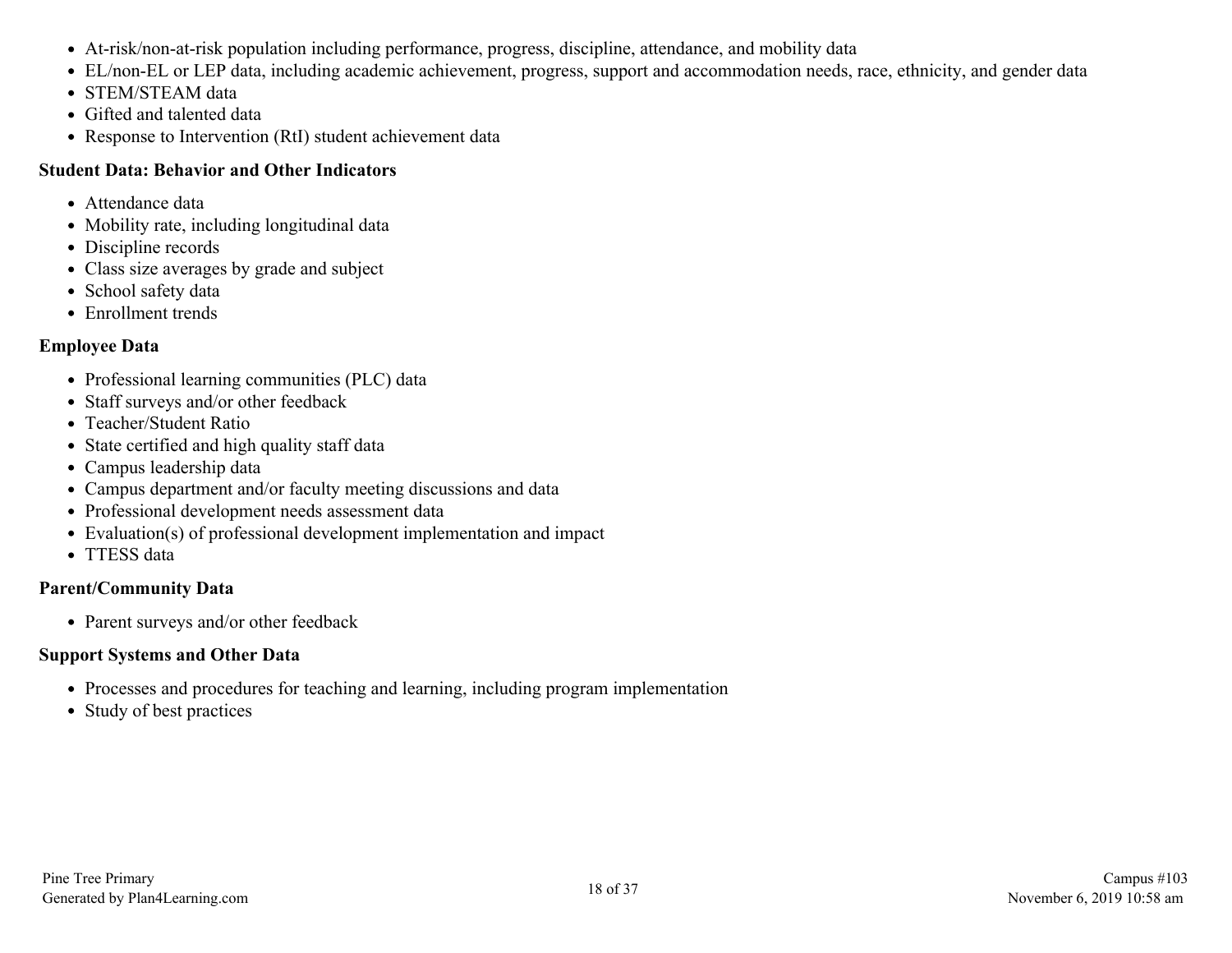- At-risk/non-at-risk population including performance, progress, discipline, attendance, and mobility data
- EL/non-EL or LEP data, including academic achievement, progress, support and accommodation needs, race, ethnicity, and gender data
- STEM/STEAM data
- Gifted and talented data
- Response to Intervention (RtI) student achievement data

**Student Data: Behavior and Other Indicators**

- Attendance data
- Mobility rate, including longitudinal data
- Discipline records
- Class size averages by grade and subject
- School safety data
- Enrollment trends

**Employee Data**

- Professional learning communities (PLC) data
- Staff surveys and/or other feedback
- Teacher/Student Ratio
- State certified and high quality staff data
- Campus leadership data
- Campus department and/or faculty meeting discussions and data
- Professional development needs assessment data
- Evaluation(s) of professional development implementation and impact
- TTESS data

**Parent/Community Data**

- Parent surveys and/or other feedback

**Support Systems and Other Data**

- Processes and procedures for teaching and learning, including program implementation
- Study of best practices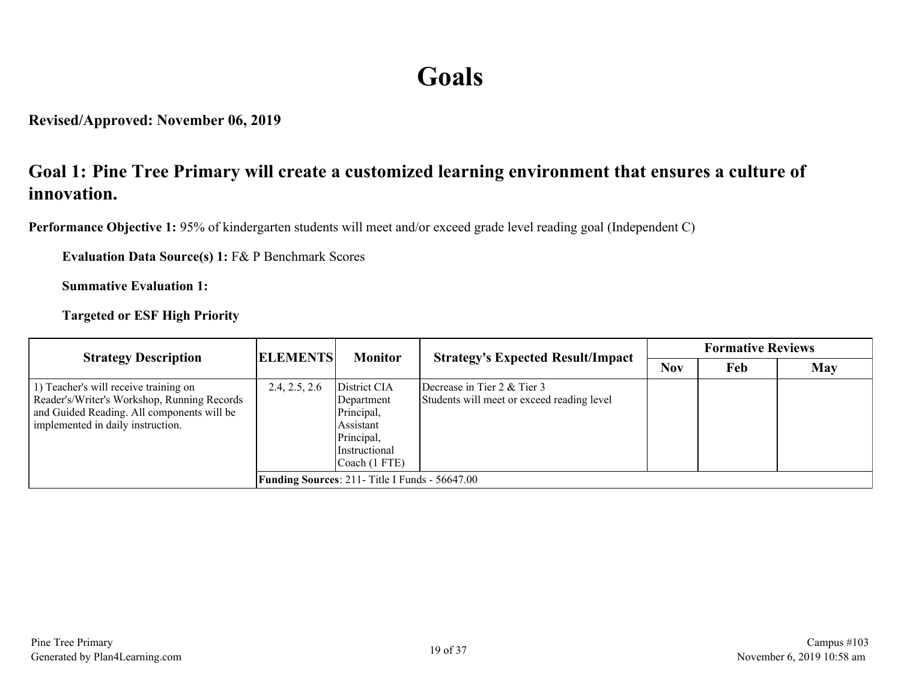# Goals

**Revised/Approved: November 06, 2019**

## Goal 1: Pine Tree Primary will create a customized learning environment that ensures a culture of innovation.

**Performance Objective 1:** 95% of kindergarten students will meet and/or exceed grade level reading goal (Independent C)

**Evaluation Data Source(s) 1:** F& P Benchmark Scores

**Summative Evaluation 1:**

**Targeted or ESF High Priority**

| Strategy Description | ELEMENTS | Monitor | Strategy's Expected Result/Impact | Formative Reviews | | |
|---|---|---|---|---|---|---|
| | | | | Nov | Feb | May |
| 1) Teacher's will receive training on Reader's/Writer's Workshop, Running Records and Guided Reading. All components will be implemented in daily instruction. | 2.4, 2.5, 2.6 | District CIA Department Principal, Assistant Principal, Instructional Coach (1 FTE) | Decrease in Tier 2 & Tier 3<br>Students will meet or exceed reading level | | | |
| | **Funding Sources**: 211- Title I Funds - 56647.00 | | | | | |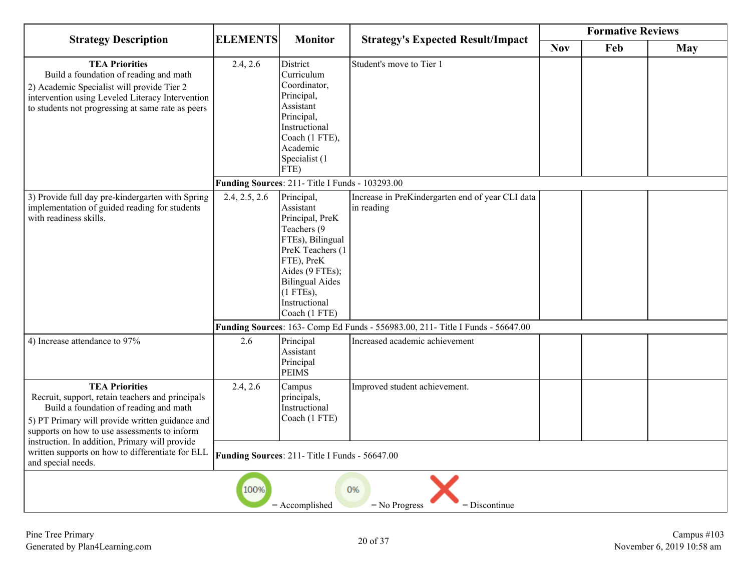| Strategy Description | ELEMENTS | Monitor | Strategy's Expected Result/Impact | Formative Reviews | | |
|---|---|---|---|---|---|---|
| | | | | Nov | Feb | May |
| **TEA Priorities** Build a foundation of reading and math 2) Academic Specialist will provide Tier 2 intervention using Leveled Literacy Intervention to students not progressing at same rate as peers | 2.4, 2.6 | District Curriculum Coordinator, Principal, Assistant Principal, Instructional Coach (1 FTE), Academic Specialist (1 FTE) | Student's move to Tier 1 | | | |
| | **Funding Sources**: 211- Title I Funds - 103293.00 | | | | | |
| 3) Provide full day pre-kindergarten with Spring implementation of guided reading for students with readiness skills. | 2.4, 2.5, 2.6 | Principal, Assistant Principal, PreK Teachers (9 FTEs), Bilingual PreK Teachers (1 FTE), PreK Aides (9 FTEs); Bilingual Aides (1 FTEs), Instructional Coach (1 FTE) | Increase in PreKindergarten end of year CLI data in reading | | | |
| | **Funding Sources**: 163- Comp Ed Funds - 556983.00, 211- Title I Funds - 56647.00 | | | | | |
| 4) Increase attendance to 97% | 2.6 | Principal Assistant Principal PEIMS | Increased academic achievement | | | |
| **TEA Priorities** Recruit, support, retain teachers and principals Build a foundation of reading and math 5) PT Primary will provide written guidance and supports on how to use assessments to inform instruction. In addition, Primary will provide written supports on how to differentiate for ELL and special needs. | 2.4, 2.6 | Campus principals, Instructional Coach (1 FTE) | Improved student achievement. | | | |
| | **Funding Sources**: 211- Title I Funds - 56647.00 | | | | | |

100% = Accomplished    0% = No Progress    X = Discontinue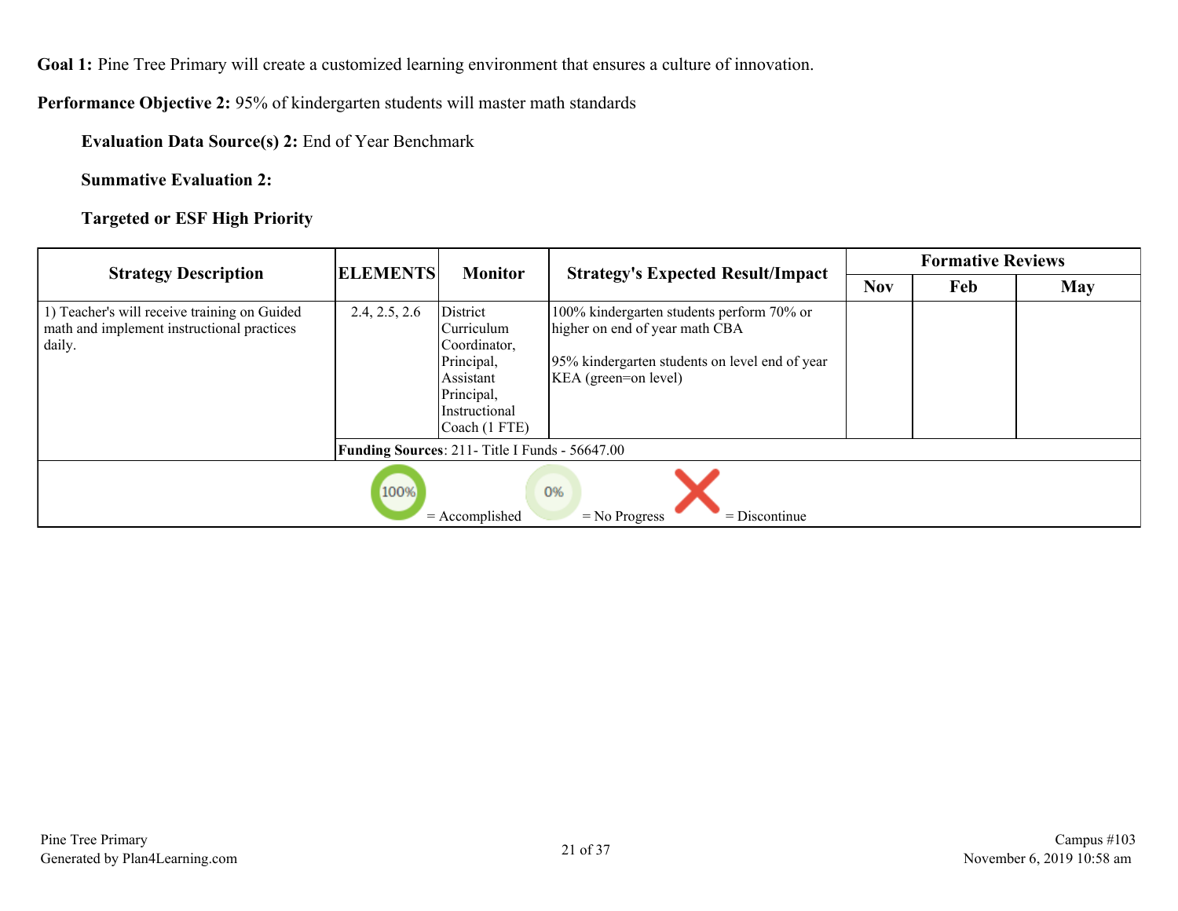**Goal 1:** Pine Tree Primary will create a customized learning environment that ensures a culture of innovation.

**Performance Objective 2:** 95% of kindergarten students will master math standards

**Evaluation Data Source(s) 2:** End of Year Benchmark

**Summative Evaluation 2:**

**Targeted or ESF High Priority**

| Strategy Description | ELEMENTS | Monitor | Strategy's Expected Result/Impact | Formative Reviews | | |
|---|---|---|---|---|---|---|
| | | | | Nov | Feb | May |
| 1) Teacher's will receive training on Guided math and implement instructional practices daily. | 2.4, 2.5, 2.6 | District Curriculum Coordinator, Principal, Assistant Principal, Instructional Coach (1 FTE) | 100% kindergarten students perform 70% or higher on end of year math CBA<br><br>95% kindergarten students on level end of year KEA (green=on level) | | | |
| | **Funding Sources**: 211- Title I Funds - 56647.00 | | | | | |

100% = Accomplished   0% = No Progress   X = Discontinue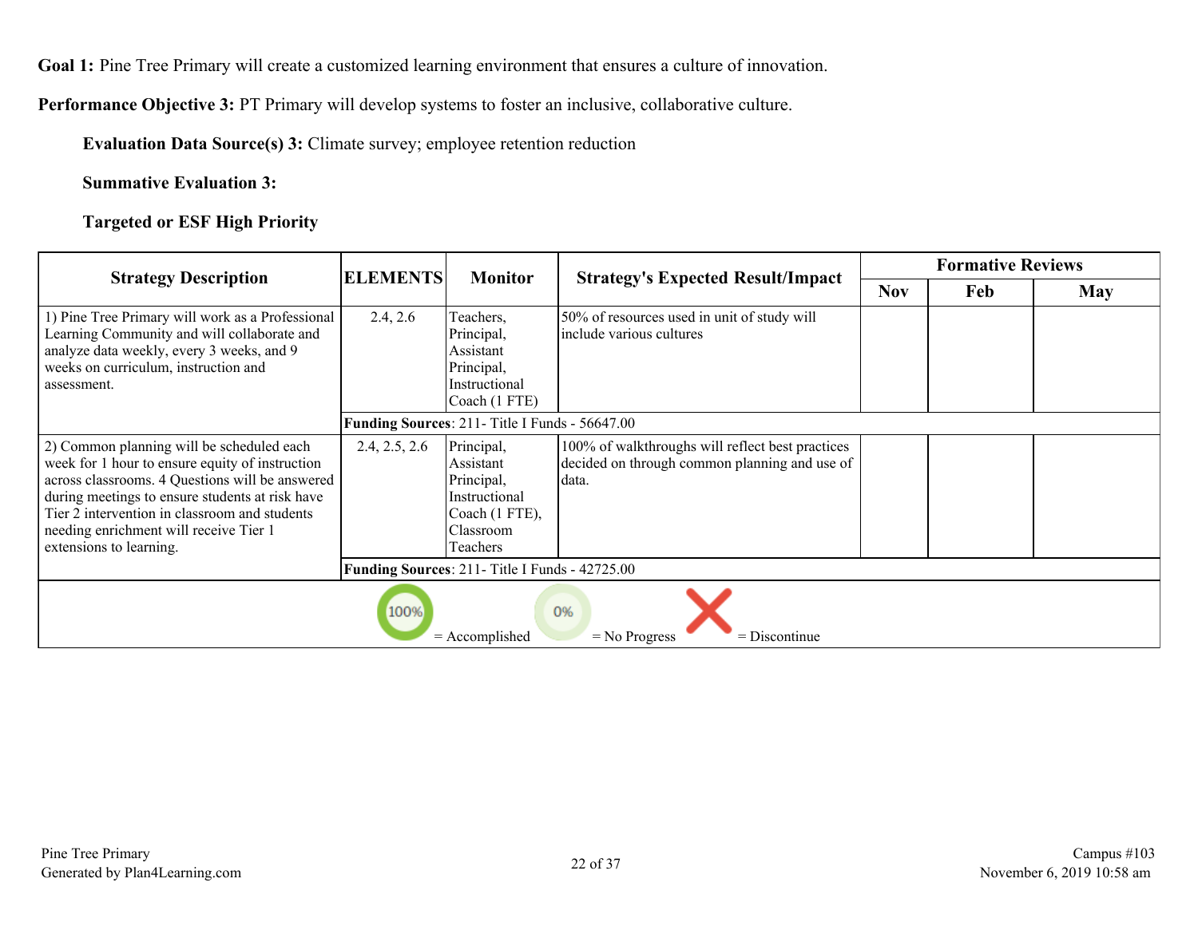**Goal 1:** Pine Tree Primary will create a customized learning environment that ensures a culture of innovation.

**Performance Objective 3:** PT Primary will develop systems to foster an inclusive, collaborative culture.

**Evaluation Data Source(s) 3:** Climate survey; employee retention reduction

**Summative Evaluation 3:**

**Targeted or ESF High Priority**

| Strategy Description | ELEMENTS | Monitor | Strategy's Expected Result/Impact | Formative Reviews | | |
|---|---|---|---|---|---|---|
| | | | | Nov | Feb | May |
| 1) Pine Tree Primary will work as a Professional Learning Community and will collaborate and analyze data weekly, every 3 weeks, and 9 weeks on curriculum, instruction and assessment. | 2.4, 2.6 | Teachers, Principal, Assistant Principal, Instructional Coach (1 FTE) | 50% of resources used in unit of study will include various cultures | | | |
| | **Funding Sources**: 211- Title I Funds - 56647.00 | | | | | |
| 2) Common planning will be scheduled each week for 1 hour to ensure equity of instruction across classrooms. 4 Questions will be answered during meetings to ensure students at risk have Tier 2 intervention in classroom and students needing enrichment will receive Tier 1 extensions to learning. | 2.4, 2.5, 2.6 | Principal, Assistant Principal, Instructional Coach (1 FTE), Classroom Teachers | 100% of walkthroughs will reflect best practices decided on through common planning and use of data. | | | |
| | **Funding Sources**: 211- Title I Funds - 42725.00 | | | | | |

100% = Accomplished 0% = No Progress X = Discontinue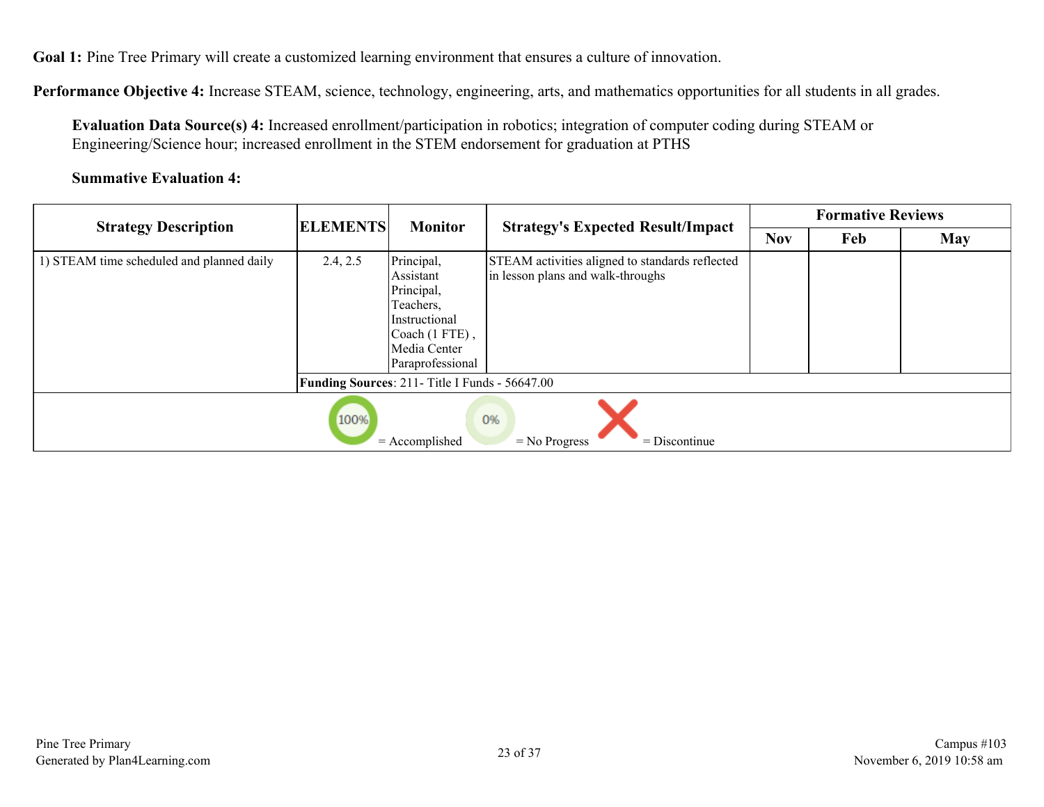**Goal 1:** Pine Tree Primary will create a customized learning environment that ensures a culture of innovation.

**Performance Objective 4:** Increase STEAM, science, technology, engineering, arts, and mathematics opportunities for all students in all grades.

**Evaluation Data Source(s) 4:** Increased enrollment/participation in robotics; integration of computer coding during STEAM or Engineering/Science hour; increased enrollment in the STEM endorsement for graduation at PTHS

**Summative Evaluation 4:**

| Strategy Description | ELEMENTS | Monitor | Strategy's Expected Result/Impact | Formative Reviews | | |
|---|---|---|---|---|---|---|
| | | | | Nov | Feb | May |
| 1) STEAM time scheduled and planned daily | 2.4, 2.5 | Principal, Assistant Principal, Teachers, Instructional Coach (1 FTE) , Media Center Paraprofessional | STEAM activities aligned to standards reflected in lesson plans and walk-throughs | | | |
| | **Funding Sources**: 211- Title I Funds - 56647.00 | | | | | |

100% = Accomplished 0% = No Progress X = Discontinue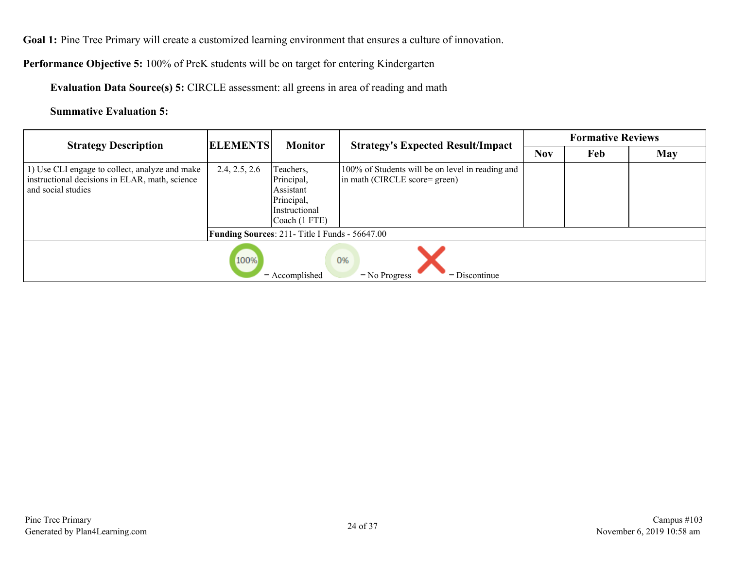**Goal 1:** Pine Tree Primary will create a customized learning environment that ensures a culture of innovation.

**Performance Objective 5:** 100% of PreK students will be on target for entering Kindergarten

**Evaluation Data Source(s) 5:** CIRCLE assessment: all greens in area of reading and math

**Summative Evaluation 5:**

| Strategy Description | ELEMENTS | Monitor | Strategy's Expected Result/Impact | Formative Reviews | | |
|---|---|---|---|---|---|---|
| | | | | Nov | Feb | May |
| 1) Use CLI engage to collect, analyze and make instructional decisions in ELAR, math, science and social studies | 2.4, 2.5, 2.6 | Teachers, Principal, Assistant Principal, Instructional Coach (1 FTE) | 100% of Students will be on level in reading and in math (CIRCLE score= green) | | | |
| | **Funding Sources**: 211- Title I Funds - 56647.00 | | | | | |

100% = Accomplished | 0% = No Progress | X = Discontinue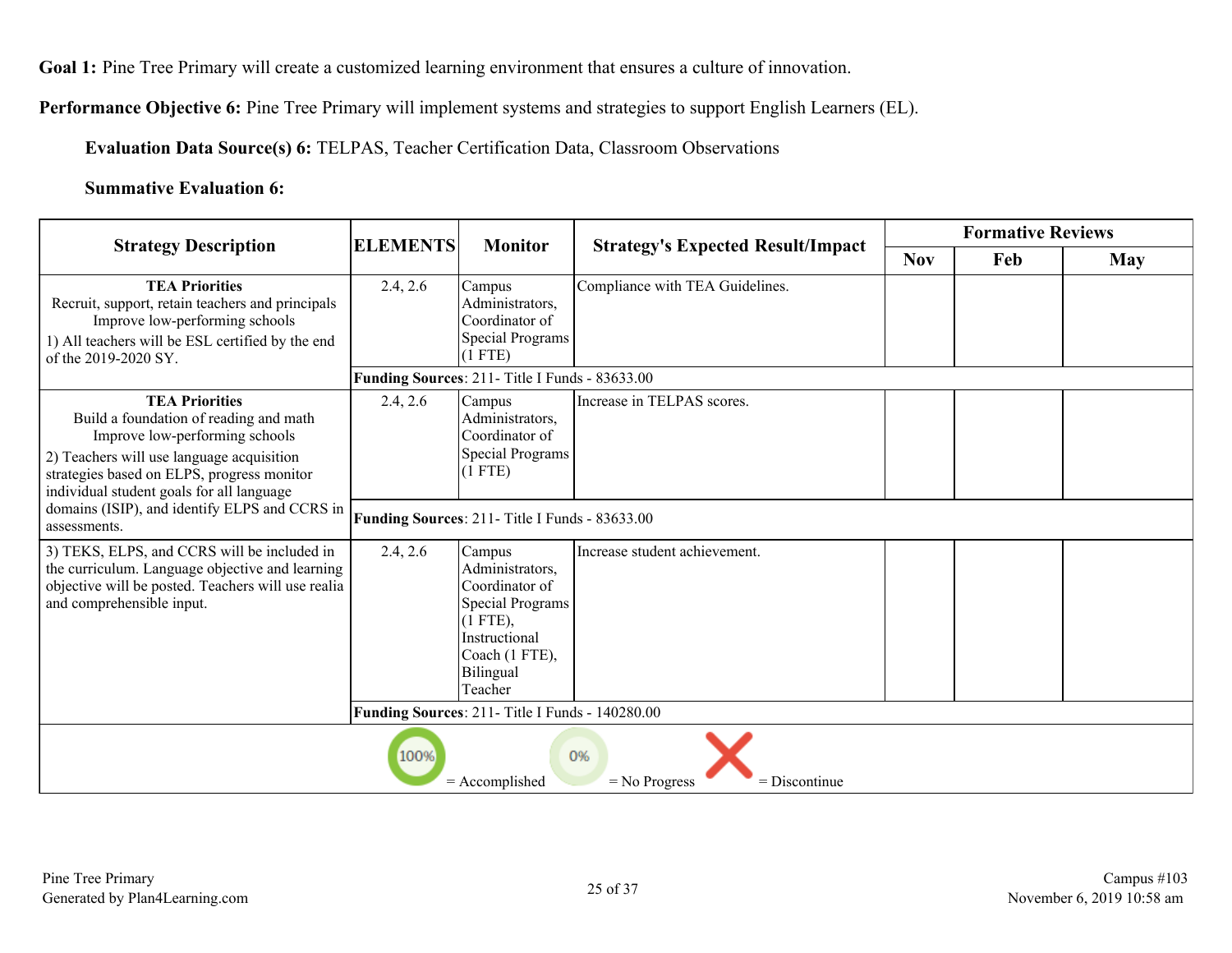**Goal 1:** Pine Tree Primary will create a customized learning environment that ensures a culture of innovation.

**Performance Objective 6:** Pine Tree Primary will implement systems and strategies to support English Learners (EL).

**Evaluation Data Source(s) 6:** TELPAS, Teacher Certification Data, Classroom Observations

**Summative Evaluation 6:**

| Strategy Description | ELEMENTS | Monitor | Strategy's Expected Result/Impact | Formative Reviews | | |
|---|---|---|---|---|---|---|
| | | | | Nov | Feb | May |
| **TEA Priorities** Recruit, support, retain teachers and principals Improve low-performing schools 1) All teachers will be ESL certified by the end of the 2019-2020 SY. | 2.4, 2.6 | Campus Administrators, Coordinator of Special Programs (1 FTE) | Compliance with TEA Guidelines. | | | |
| | **Funding Sources**: 211- Title I Funds - 83633.00 | | | | | |
| **TEA Priorities** Build a foundation of reading and math Improve low-performing schools 2) Teachers will use language acquisition strategies based on ELPS, progress monitor individual student goals for all language domains (ISIP), and identify ELPS and CCRS in assessments. | 2.4, 2.6 | Campus Administrators, Coordinator of Special Programs (1 FTE) | Increase in TELPAS scores. | | | |
| | **Funding Sources**: 211- Title I Funds - 83633.00 | | | | | |
| 3) TEKS, ELPS, and CCRS will be included in the curriculum. Language objective and learning objective will be posted. Teachers will use realia and comprehensible input. | 2.4, 2.6 | Campus Administrators, Coordinator of Special Programs (1 FTE), Instructional Coach (1 FTE), Bilingual Teacher | Increase student achievement. | | | |
| | **Funding Sources**: 211- Title I Funds - 140280.00 | | | | | |

100% = Accomplished 0% = No Progress X = Discontinue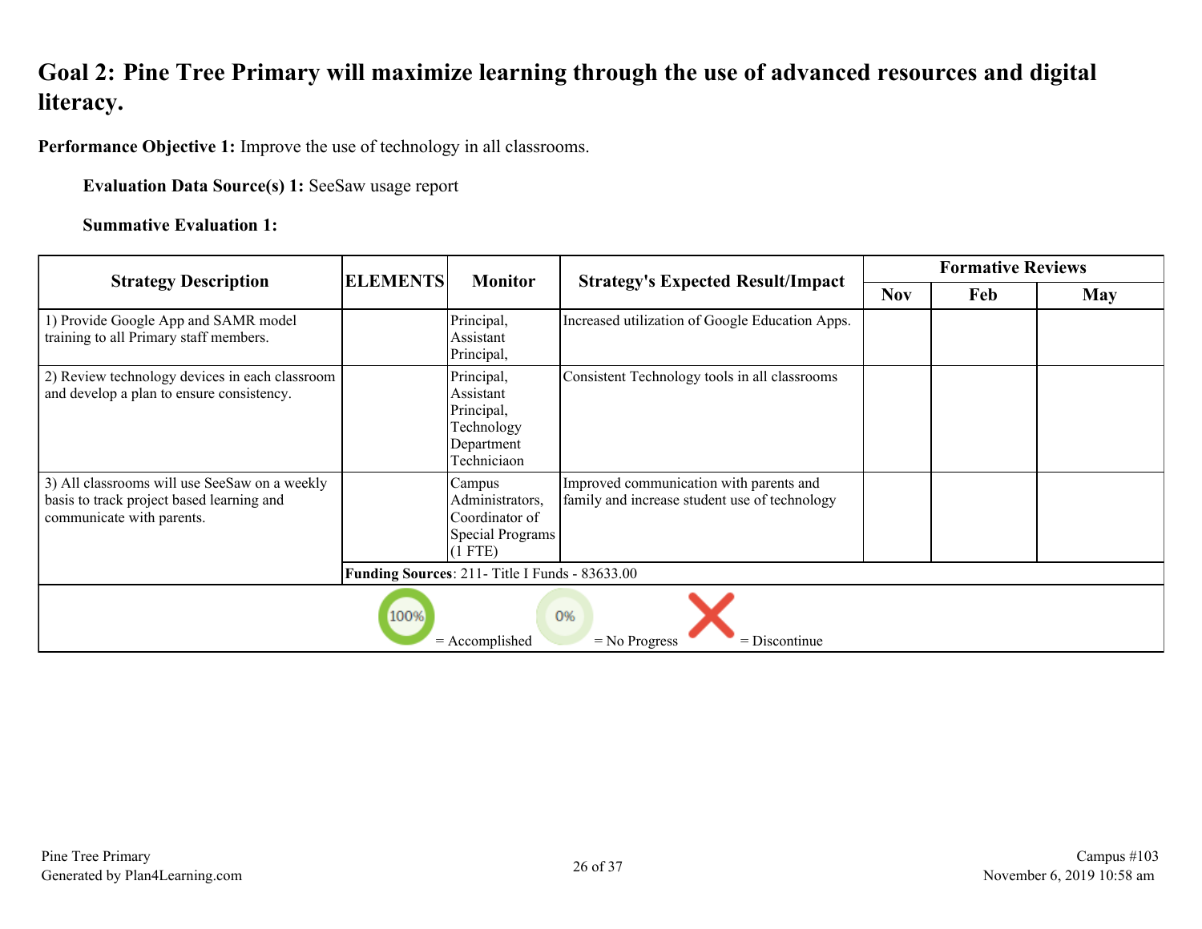# Goal 2: Pine Tree Primary will maximize learning through the use of advanced resources and digital literacy.

**Performance Objective 1:** Improve the use of technology in all classrooms.

**Evaluation Data Source(s) 1:** SeeSaw usage report

**Summative Evaluation 1:**

| Strategy Description | ELEMENTS | Monitor | Strategy's Expected Result/Impact | Formative Reviews | | |
|---|---|---|---|---|---|---|
| | | | | Nov | Feb | May |
| 1) Provide Google App and SAMR model training to all Primary staff members. | | Principal, Assistant Principal, | Increased utilization of Google Education Apps. | | | |
| 2) Review technology devices in each classroom and develop a plan to ensure consistency. | | Principal, Assistant Principal, Technology Department Techniciaon | Consistent Technology tools in all classrooms | | | |
| 3) All classrooms will use SeeSaw on a weekly basis to track project based learning and communicate with parents. | | Campus Administrators, Coordinator of Special Programs (1 FTE) | Improved communication with parents and family and increase student use of technology | | | |
| | **Funding Sources**: 211- Title I Funds - 83633.00 | | | | | |

100% = Accomplished 0% = No Progress = Discontinue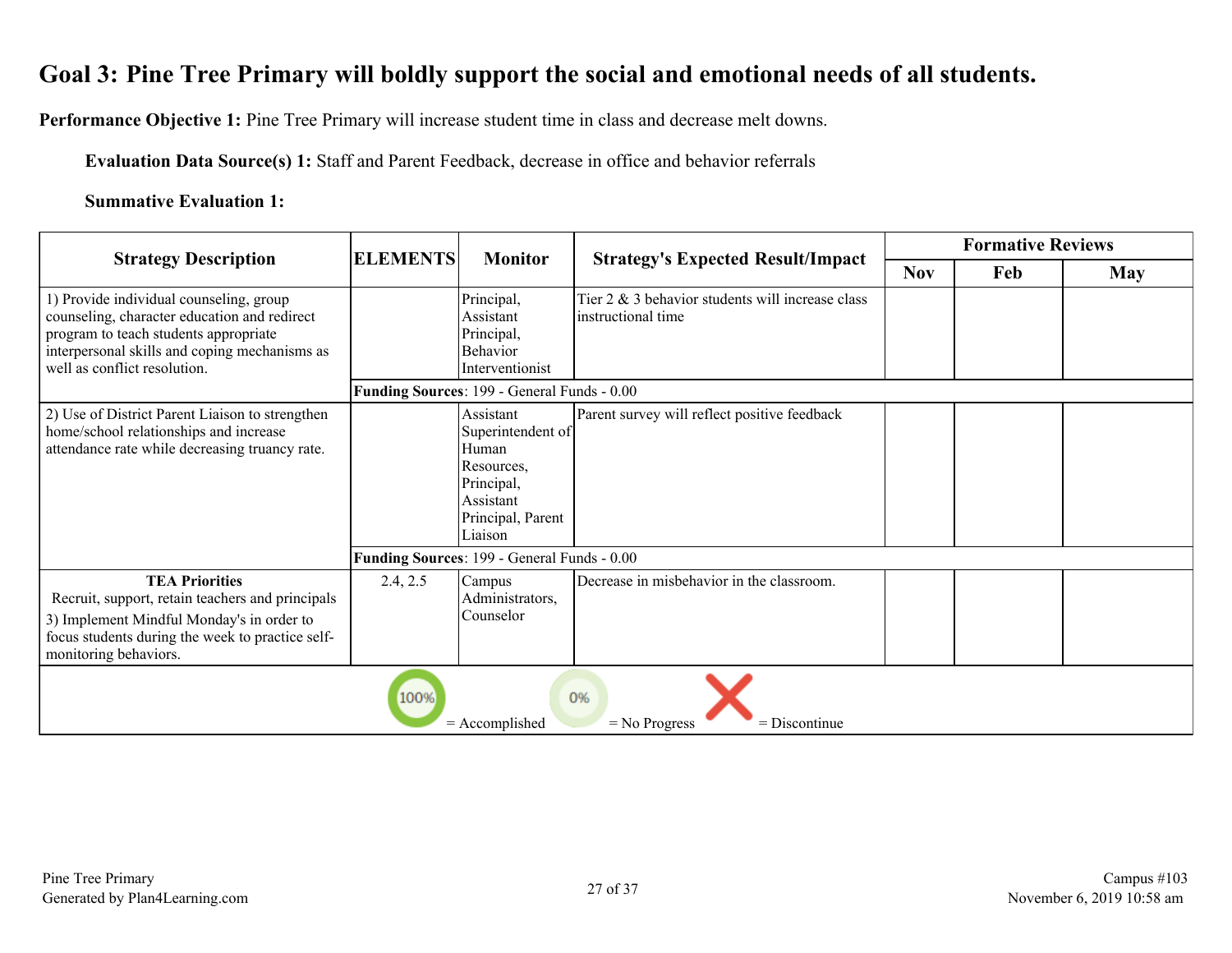# Goal 3: Pine Tree Primary will boldly support the social and emotional needs of all students.

**Performance Objective 1:** Pine Tree Primary will increase student time in class and decrease melt downs.

**Evaluation Data Source(s) 1:** Staff and Parent Feedback, decrease in office and behavior referrals

**Summative Evaluation 1:**

| Strategy Description | ELEMENTS | Monitor | Strategy's Expected Result/Impact | Formative Reviews | | |
|---|---|---|---|---|---|---|
| | | | | Nov | Feb | May |
| 1) Provide individual counseling, group counseling, character education and redirect program to teach students appropriate interpersonal skills and coping mechanisms as well as conflict resolution. | | Principal, Assistant Principal, Behavior Interventionist | Tier 2 & 3 behavior students will increase class instructional time | | | |
| | **Funding Sources**: 199 - General Funds - 0.00 | | | | | |
| 2) Use of District Parent Liaison to strengthen home/school relationships and increase attendance rate while decreasing truancy rate. | | Assistant Superintendent of Human Resources, Principal, Assistant Principal, Parent Liaison | Parent survey will reflect positive feedback | | | |
| | **Funding Sources**: 199 - General Funds - 0.00 | | | | | |
| **TEA Priorities** Recruit, support, retain teachers and principals 3) Implement Mindful Monday's in order to focus students during the week to practice self-monitoring behaviors. | 2.4, 2.5 | Campus Administrators, Counselor | Decrease in misbehavior in the classroom. | | | |

100% = Accomplished   0% = No Progress   = Discontinue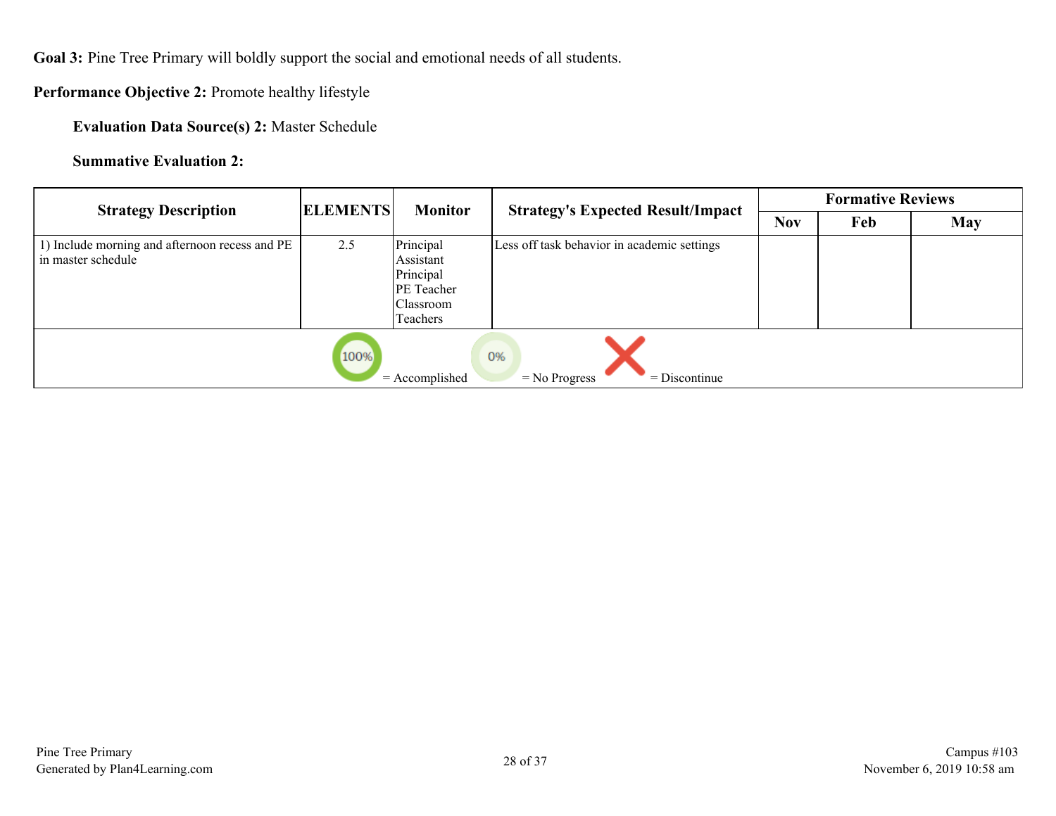**Goal 3:** Pine Tree Primary will boldly support the social and emotional needs of all students.

**Performance Objective 2:** Promote healthy lifestyle

**Evaluation Data Source(s) 2:** Master Schedule

**Summative Evaluation 2:**

| Strategy Description | ELEMENTS | Monitor | Strategy's Expected Result/Impact | Formative Reviews | | |
|---|---|---|---|---|---|---|
| | | | | Nov | Feb | May |
| 1) Include morning and afternoon recess and PE in master schedule | 2.5 | Principal Assistant Principal PE Teacher Classroom Teachers | Less off task behavior in academic settings | | | |

100% = Accomplished     0% = No Progress     X = Discontinue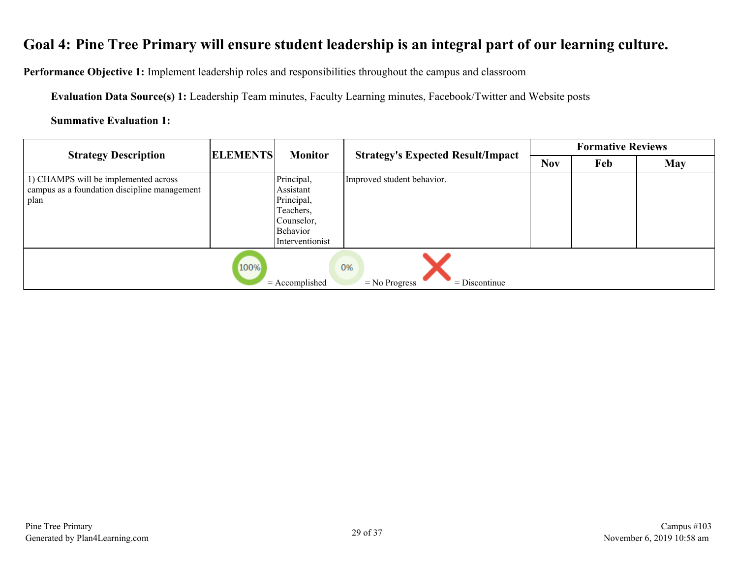# Goal 4: Pine Tree Primary will ensure student leadership is an integral part of our learning culture.

**Performance Objective 1:** Implement leadership roles and responsibilities throughout the campus and classroom

**Evaluation Data Source(s) 1:** Leadership Team minutes, Faculty Learning minutes, Facebook/Twitter and Website posts

**Summative Evaluation 1:**

| Strategy Description | ELEMENTS | Monitor | Strategy's Expected Result/Impact | Formative Reviews | | |
|---|---|---|---|---|---|---|
| | | | | Nov | Feb | May |
| 1) CHAMPS will be implemented across campus as a foundation discipline management plan | | Principal, Assistant Principal, Teachers, Counselor, Behavior Interventionist | Improved student behavior. | | | |

100% = Accomplished  0% = No Progress  X = Discontinue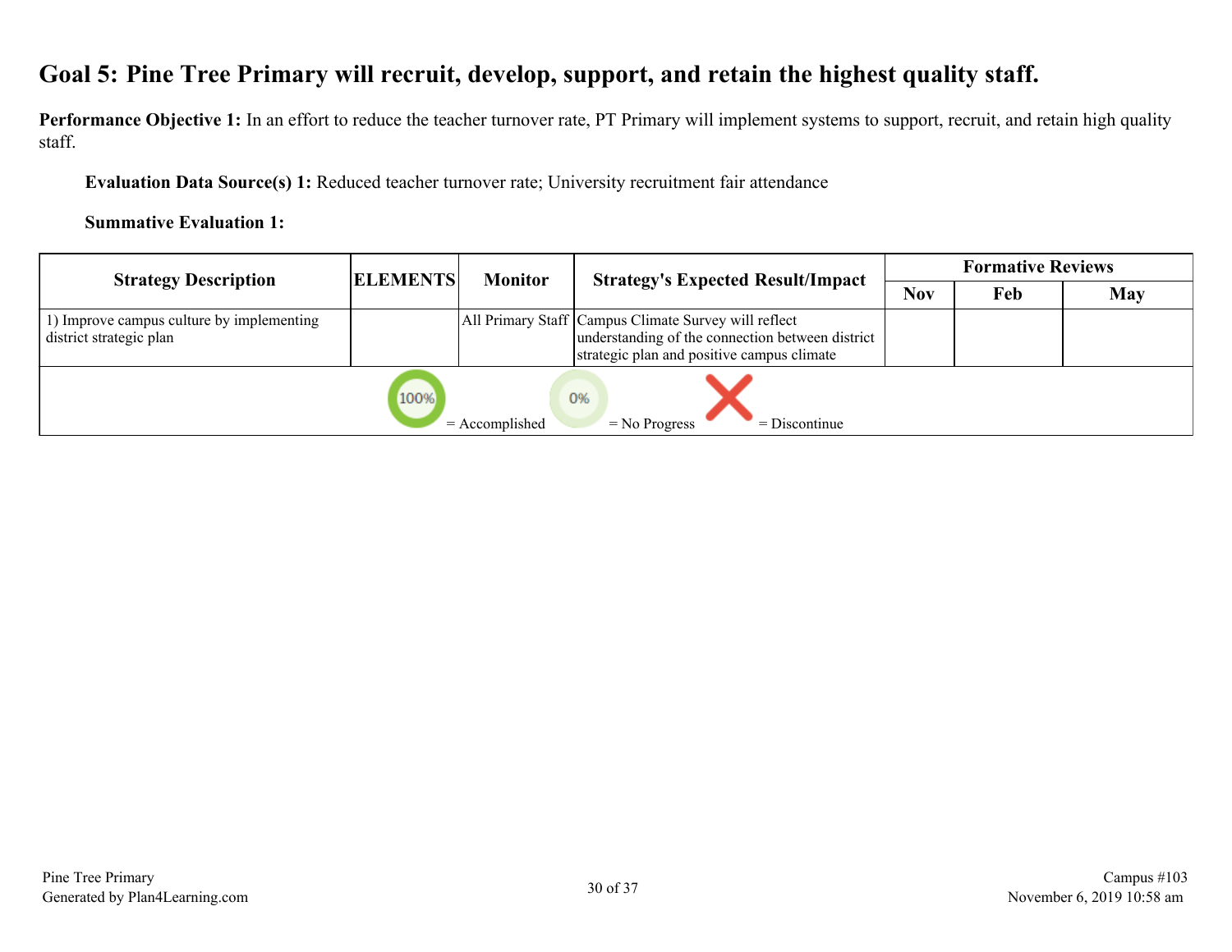# Goal 5: Pine Tree Primary will recruit, develop, support, and retain the highest quality staff.

**Performance Objective 1:** In an effort to reduce the teacher turnover rate, PT Primary will implement systems to support, recruit, and retain high quality staff.

**Evaluation Data Source(s) 1:** Reduced teacher turnover rate; University recruitment fair attendance

**Summative Evaluation 1:**

| Strategy Description | ELEMENTS | Monitor | Strategy's Expected Result/Impact | Formative Reviews | | |
|---|---|---|---|---|---|---|
| | | | | Nov | Feb | May |
| 1) Improve campus culture by implementing district strategic plan | | All Primary Staff | Campus Climate Survey will reflect understanding of the connection between district strategic plan and positive campus climate | | | |

100% = Accomplished 0% = No Progress = Discontinue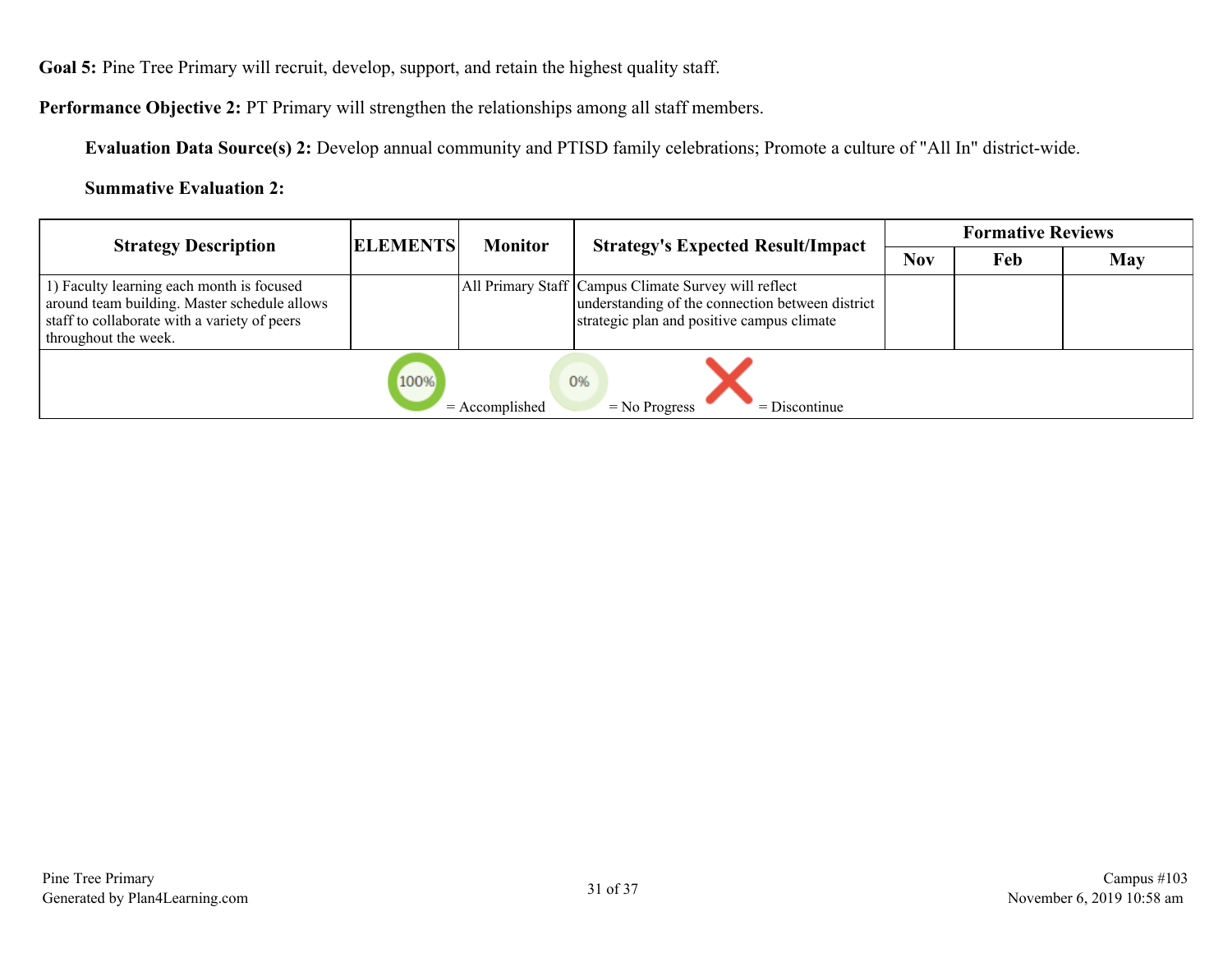**Goal 5:** Pine Tree Primary will recruit, develop, support, and retain the highest quality staff.

**Performance Objective 2:** PT Primary will strengthen the relationships among all staff members.

**Evaluation Data Source(s) 2:** Develop annual community and PTISD family celebrations; Promote a culture of "All In" district-wide.

**Summative Evaluation 2:**

| Strategy Description | ELEMENTS | Monitor | Strategy's Expected Result/Impact | Formative Reviews | | |
|---|---|---|---|---|---|---|
| | | | | Nov | Feb | May |
| 1) Faculty learning each month is focused around team building. Master schedule allows staff to collaborate with a variety of peers throughout the week. | | All Primary Staff | Campus Climate Survey will reflect understanding of the connection between district strategic plan and positive campus climate | | | |

100% = Accomplished 0% = No Progress X = Discontinue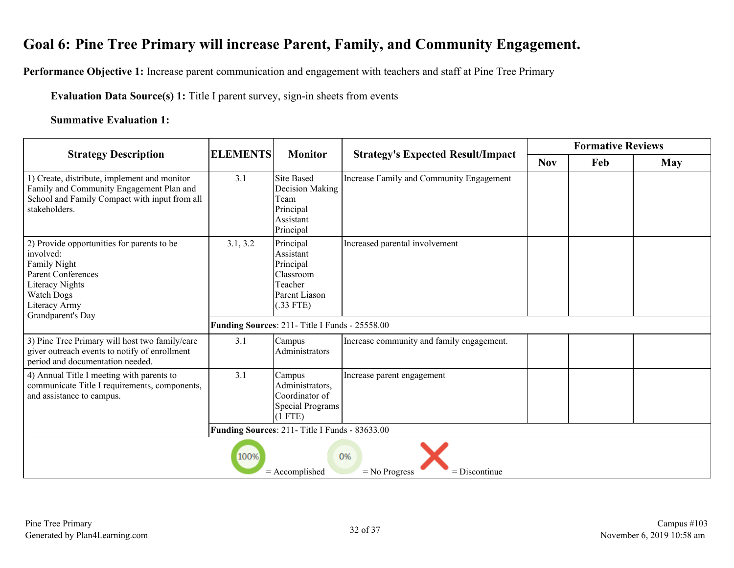# Goal 6: Pine Tree Primary will increase Parent, Family, and Community Engagement.

**Performance Objective 1:** Increase parent communication and engagement with teachers and staff at Pine Tree Primary

**Evaluation Data Source(s) 1:** Title I parent survey, sign-in sheets from events

**Summative Evaluation 1:**

| Strategy Description | ELEMENTS | Monitor | Strategy's Expected Result/Impact | Formative Reviews | | |
|---|---|---|---|---|---|---|
| | | | | Nov | Feb | May |
| 1) Create, distribute, implement and monitor Family and Community Engagement Plan and School and Family Compact with input from all stakeholders. | 3.1 | Site Based Decision Making Team Principal Assistant Principal | Increase Family and Community Engagement | | | |
| 2) Provide opportunities for parents to be involved:<br>Family Night<br>Parent Conferences<br>Literacy Nights<br>Watch Dogs<br>Literacy Army<br>Grandparent's Day | 3.1, 3.2 | Principal Assistant Principal Classroom Teacher Parent Liason (.33 FTE) | Increased parental involvement | | | |
| | **Funding Sources**: 211- Title I Funds - 25558.00 | | | | | |
| 3) Pine Tree Primary will host two family/care giver outreach events to notify of enrollment period and documentation needed. | 3.1 | Campus Administrators | Increase community and family engagement. | | | |
| 4) Annual Title I meeting with parents to communicate Title I requirements, components, and assistance to campus. | 3.1 | Campus Administrators, Coordinator of Special Programs (1 FTE) | Increase parent engagement | | | |
| | **Funding Sources**: 211- Title I Funds - 83633.00 | | | | | |

100% = Accomplished 0% = No Progress X = Discontinue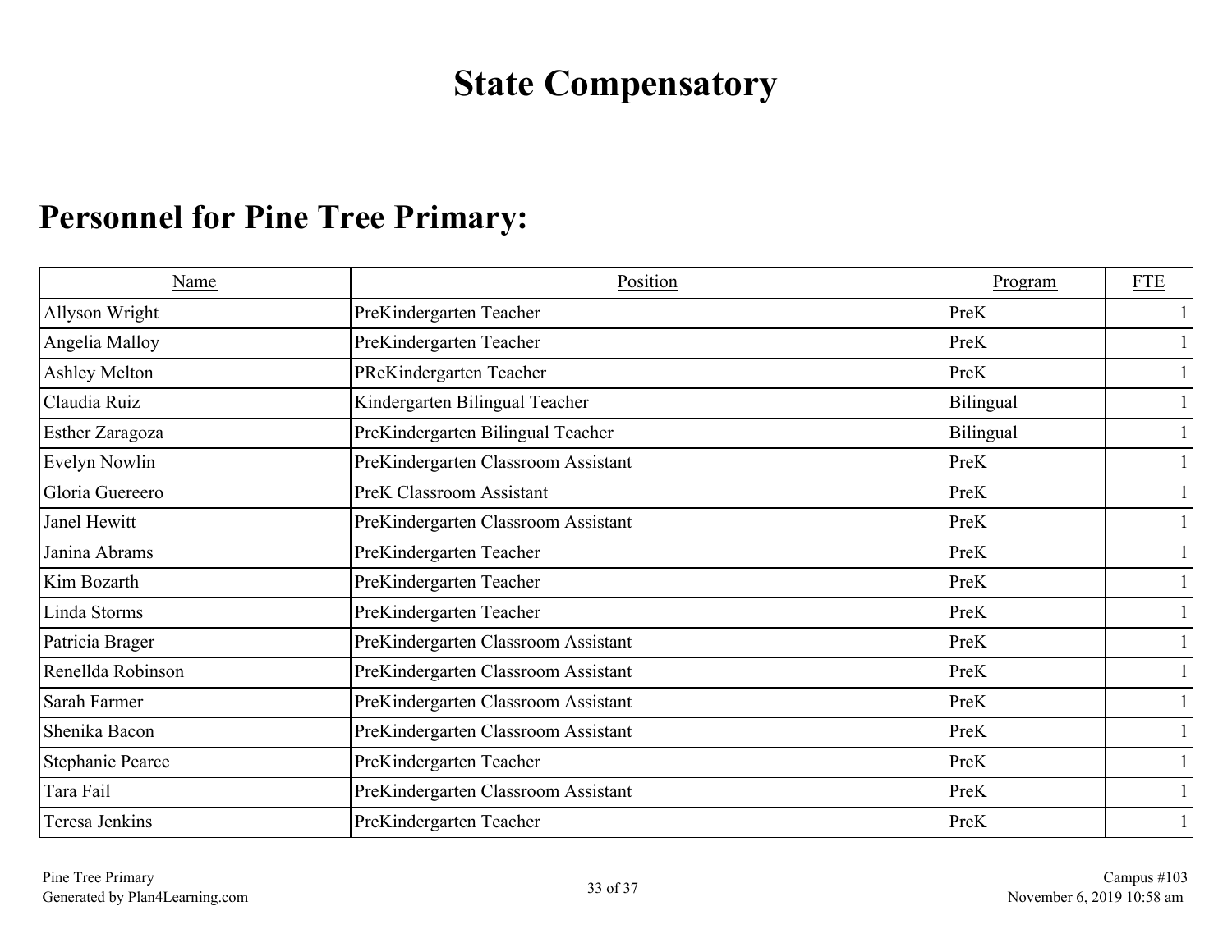# State Compensatory

## Personnel for Pine Tree Primary:

| Name | Position | Program | FTE |
|---|---|---|---|
| Allyson Wright | PreKindergarten Teacher | PreK | 1 |
| Angelia Malloy | PreKindergarten Teacher | PreK | 1 |
| Ashley Melton | PReKindergarten Teacher | PreK | 1 |
| Claudia Ruiz | Kindergarten Bilingual Teacher | Bilingual | 1 |
| Esther Zaragoza | PreKindergarten Bilingual Teacher | Bilingual | 1 |
| Evelyn Nowlin | PreKindergarten Classroom Assistant | PreK | 1 |
| Gloria Guereero | PreK Classroom Assistant | PreK | 1 |
| Janel Hewitt | PreKindergarten Classroom Assistant | PreK | 1 |
| Janina Abrams | PreKindergarten Teacher | PreK | 1 |
| Kim Bozarth | PreKindergarten Teacher | PreK | 1 |
| Linda Storms | PreKindergarten Teacher | PreK | 1 |
| Patricia Brager | PreKindergarten Classroom Assistant | PreK | 1 |
| Renellda Robinson | PreKindergarten Classroom Assistant | PreK | 1 |
| Sarah Farmer | PreKindergarten Classroom Assistant | PreK | 1 |
| Shenika Bacon | PreKindergarten Classroom Assistant | PreK | 1 |
| Stephanie Pearce | PreKindergarten Teacher | PreK | 1 |
| Tara Fail | PreKindergarten Classroom Assistant | PreK | 1 |
| Teresa Jenkins | PreKindergarten Teacher | PreK | 1 |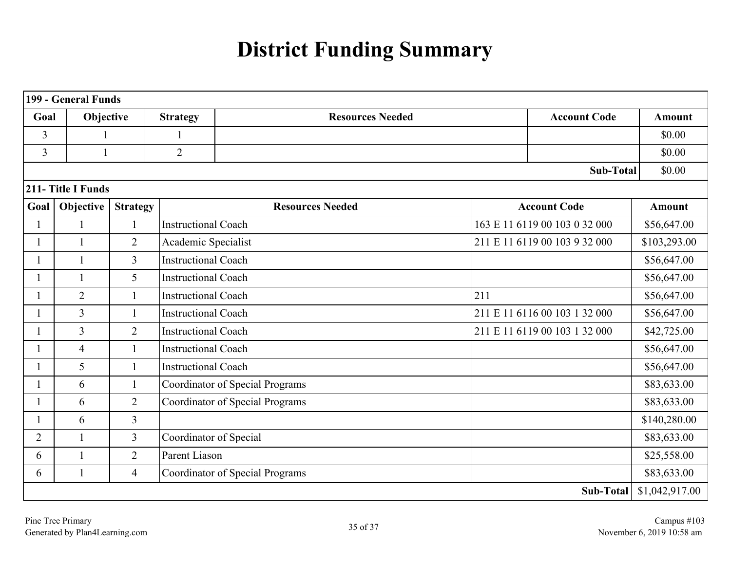# District Funding Summary

| 199 - General Funds | | | | | |
|---|---|---|---|---|---|
| **Goal** | **Objective** | **Strategy** | **Resources Needed** | **Account Code** | **Amount** |
| 3 | 1 | 1 | | | $0.00 |
| 3 | 1 | 2 | | | $0.00 |
| | | | | **Sub-Total** | $0.00 |

| 211- Title I Funds | | | | | |
|---|---|---|---|---|---|
| **Goal** | **Objective** | **Strategy** | **Resources Needed** | **Account Code** | **Amount** |
| 1 | 1 | 1 | Instructional Coach | 163 E 11 6119 00 103 0 32 000 | $56,647.00 |
| 1 | 1 | 2 | Academic Specialist | 211 E 11 6119 00 103 9 32 000 | $103,293.00 |
| 1 | 1 | 3 | Instructional Coach | | $56,647.00 |
| 1 | 1 | 5 | Instructional Coach | | $56,647.00 |
| 1 | 2 | 1 | Instructional Coach | 211 | $56,647.00 |
| 1 | 3 | 1 | Instructional Coach | 211 E 11 6116 00 103 1 32 000 | $56,647.00 |
| 1 | 3 | 2 | Instructional Coach | 211 E 11 6119 00 103 1 32 000 | $42,725.00 |
| 1 | 4 | 1 | Instructional Coach | | $56,647.00 |
| 1 | 5 | 1 | Instructional Coach | | $56,647.00 |
| 1 | 6 | 1 | Coordinator of Special Programs | | $83,633.00 |
| 1 | 6 | 2 | Coordinator of Special Programs | | $83,633.00 |
| 1 | 6 | 3 | | | $140,280.00 |
| 2 | 1 | 3 | Coordinator of Special | | $83,633.00 |
| 6 | 1 | 2 | Parent Liason | | $25,558.00 |
| 6 | 1 | 4 | Coordinator of Special Programs | | $83,633.00 |
| | | | | **Sub-Total** | $1,042,917.00 |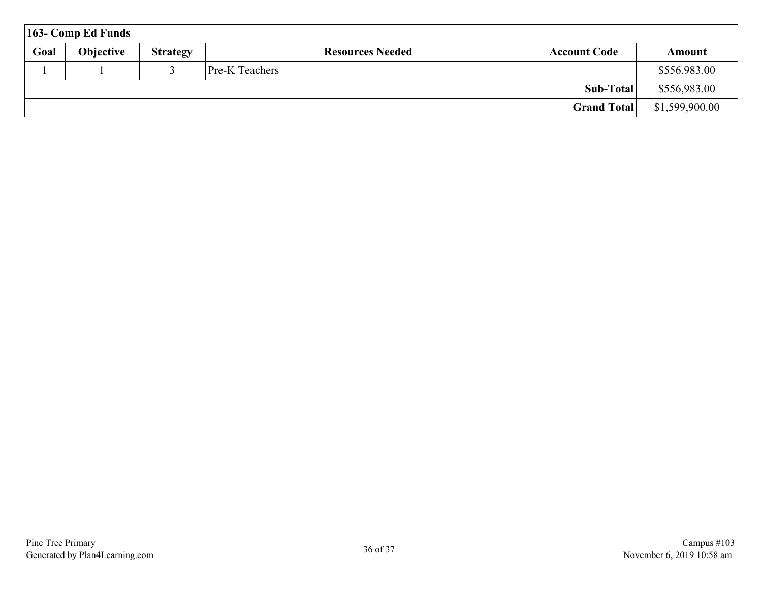| 163- Comp Ed Funds | | | | | |
|---|---|---|---|---|---|
| **Goal** | **Objective** | **Strategy** | **Resources Needed** | **Account Code** | **Amount** |
| 1 | 1 | 3 | Pre-K Teachers | | $556,983.00 |
| | | | | **Sub-Total** | $556,983.00 |
| | | | | **Grand Total** | $1,599,900.00 |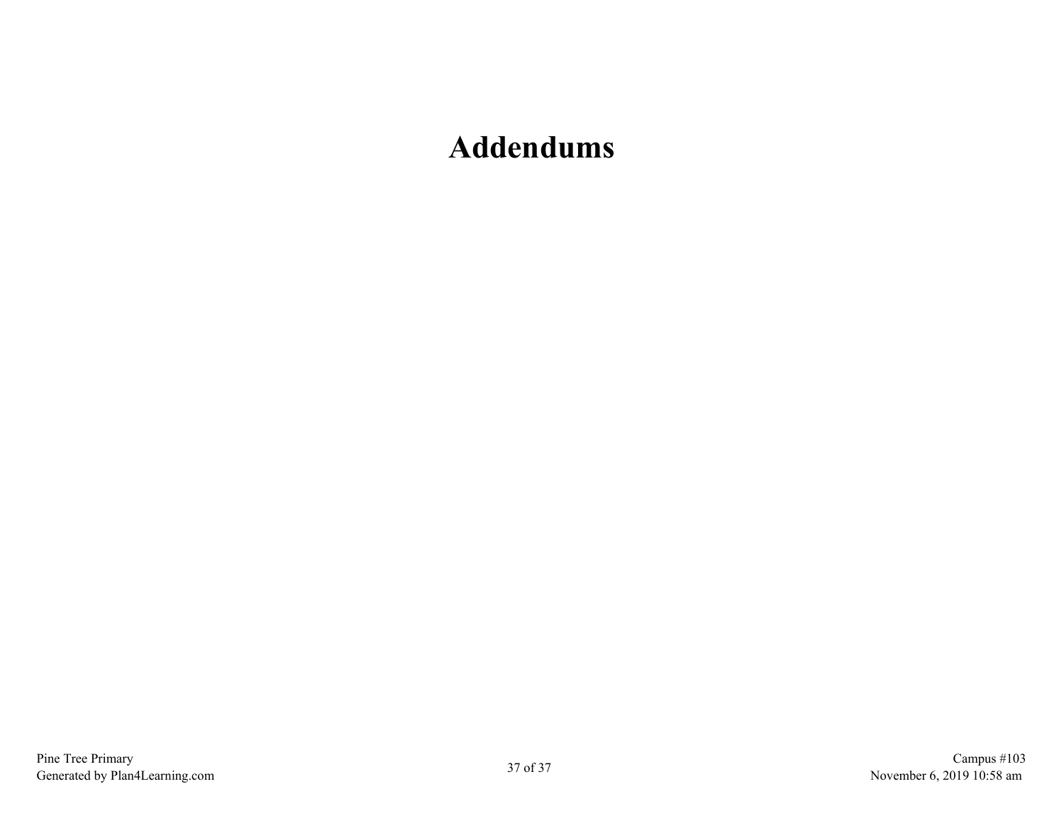# Addendums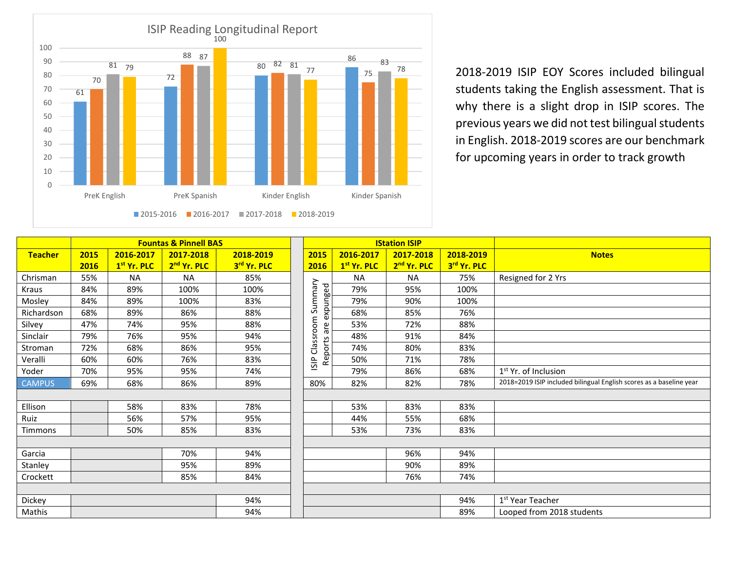## ISIP Reading Longitudinal Report

| | 2015-2016 | 2016-2017 | 2017-2018 | 2018-2019 |
|---|---|---|---|---|
| PreK English | 61 | 70 | 81 | 79 |
| PreK Spanish | 72 | 88 | 87 | 100 |
| Kinder English | 80 | 82 | 81 | 77 |
| Kinder Spanish | 86 | 75 | 83 | 78 |

2018-2019 ISIP EOY Scores included bilingual students taking the English assessment. That is why there is a slight drop in ISIP scores. The previous years we did not test bilingual students in English. 2018-2019 scores are our benchmark for upcoming years in order to track growth

| | Fountas & Pinnell BAS | | | | IStation ISIP | | | | |
|---|---|---|---|---|---|---|---|---|---|
| Teacher | 2015 2016 | 2016-2017 1st Yr. PLC | 2017-2018 2nd Yr. PLC | 2018-2019 3rd Yr. PLC | 2015 2016 | 2016-2017 1st Yr. PLC | 2017-2018 2nd Yr. PLC | 2018-2019 3rd Yr. PLC | Notes |
| Chrisman | 55% | NA | NA | 85% | ISIP Classroom Summary Reports are expunged | NA | NA | 75% | Resigned for 2 Yrs |
| Kraus | 84% | 89% | 100% | 100% | | 79% | 95% | 100% | |
| Mosley | 84% | 89% | 100% | 83% | | 79% | 90% | 100% | |
| Richardson | 68% | 89% | 86% | 88% | | 68% | 85% | 76% | |
| Silvey | 47% | 74% | 95% | 88% | | 53% | 72% | 88% | |
| Sinclair | 79% | 76% | 95% | 94% | | 48% | 91% | 84% | |
| Stroman | 72% | 68% | 86% | 95% | | 74% | 80% | 83% | |
| Veralli | 60% | 60% | 76% | 83% | | 50% | 71% | 78% | |
| Yoder | 70% | 95% | 95% | 74% | | 79% | 86% | 68% | 1st Yr. of Inclusion |
| CAMPUS | 69% | 68% | 86% | 89% | 80% | 82% | 82% | 78% | 2018=2019 ISIP included bilingual English scores as a baseline year |
| | | | | | | | | | |
| Ellison | | 58% | 83% | 78% | | 53% | 83% | 83% | |
| Ruiz | | 56% | 57% | 95% | | 44% | 55% | 68% | |
| Timmons | | 50% | 85% | 83% | | 53% | 73% | 83% | |
| | | | | | | | | | |
| Garcia | | | 70% | 94% | | | 96% | 94% | |
| Stanley | | | 95% | 89% | | | 90% | 89% | |
| Crockett | | | 85% | 84% | | | 76% | 74% | |
| | | | | | | | | | |
| Dickey | | | | 94% | | | | 94% | 1st Year Teacher |
| Mathis | | | | 94% | | | | 89% | Looped from 2018 students |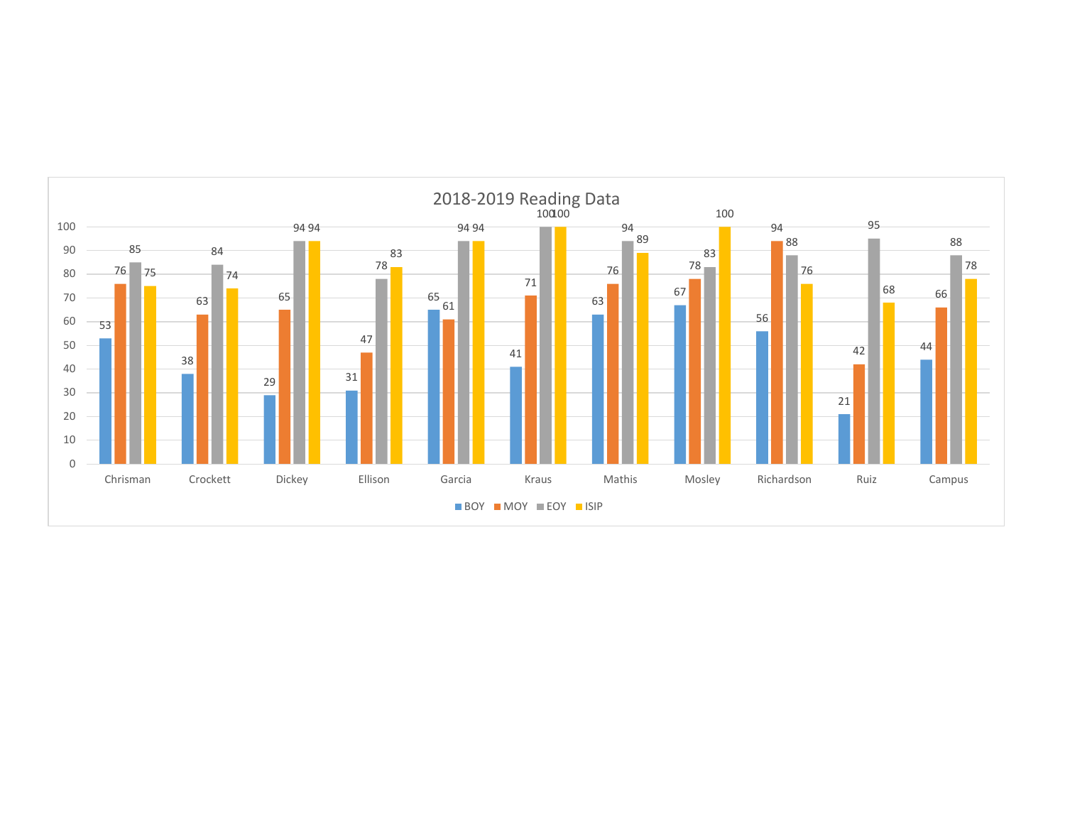## 2018-2019 Reading Data

| | BOY | MOY | EOY | ISIP |
|---|---|---|---|---|
| Chrisman | 53 | 76 | 85 | 75 |
| Crockett | 38 | 63 | 84 | 74 |
| Dickey | 29 | 65 | 94 | 94 |
| Ellison | 31 | 47 | 78 | 83 |
| Garcia | 65 | 61 | 94 | 94 |
| Kraus | 41 | 71 | 100 | 100 |
| Mathis | 63 | 76 | 94 | 89 |
| Mosley | 67 | 78 | 83 | 100 |
| Richardson | 56 | 94 | 88 | 76 |
| Ruiz | 21 | 42 | 95 | 68 |
| Campus | 44 | 66 | 88 | 78 |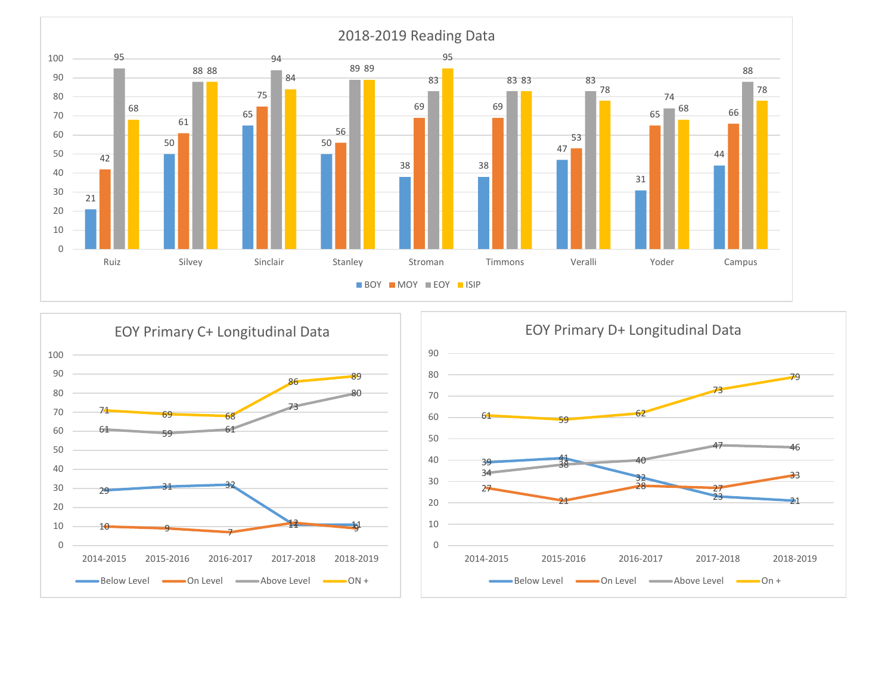## 2018-2019 Reading Data

| | BOY | MOY | EOY | ISIP |
|---|---|---|---|---|
| Ruiz | 21 | 42 | 95 | 68 |
| Silvey | 50 | 61 | 88 | 88 |
| Sinclair | 65 | 75 | 94 | 84 |
| Stanley | 50 | 56 | 89 | 89 |
| Stroman | 38 | 69 | 83 | 95 |
| Timmons | 38 | 69 | 83 | 83 |
| Veralli | 47 | 53 | 83 | 78 |
| Yoder | 31 | 65 | 74 | 68 |
| Campus | 44 | 66 | 88 | 78 |

## EOY Primary C+ Longitudinal Data

| | 2014-2015 | 2015-2016 | 2016-2017 | 2017-2018 | 2018-2019 |
|---|---|---|---|---|---|
| Below Level | 29 | 31 | 32 | 11 | 11 |
| On Level | 10 | 9 | 7 | 12 | 9 |
| Above Level | 61 | 59 | 61 | 73 | 80 |
| ON + | 71 | 69 | 68 | 86 | 89 |

## EOY Primary D+ Longitudinal Data

| | 2014-2015 | 2015-2016 | 2016-2017 | 2017-2018 | 2018-2019 |
|---|---|---|---|---|---|
| Below Level | 39 | 41 | 32 | 23 | 21 |
| On Level | 27 | 21 | 28 | 27 | 33 |
| Above Level | 34 | 38 | 40 | 47 | 46 |
| On + | 61 | 59 | 62 | 73 | 79 |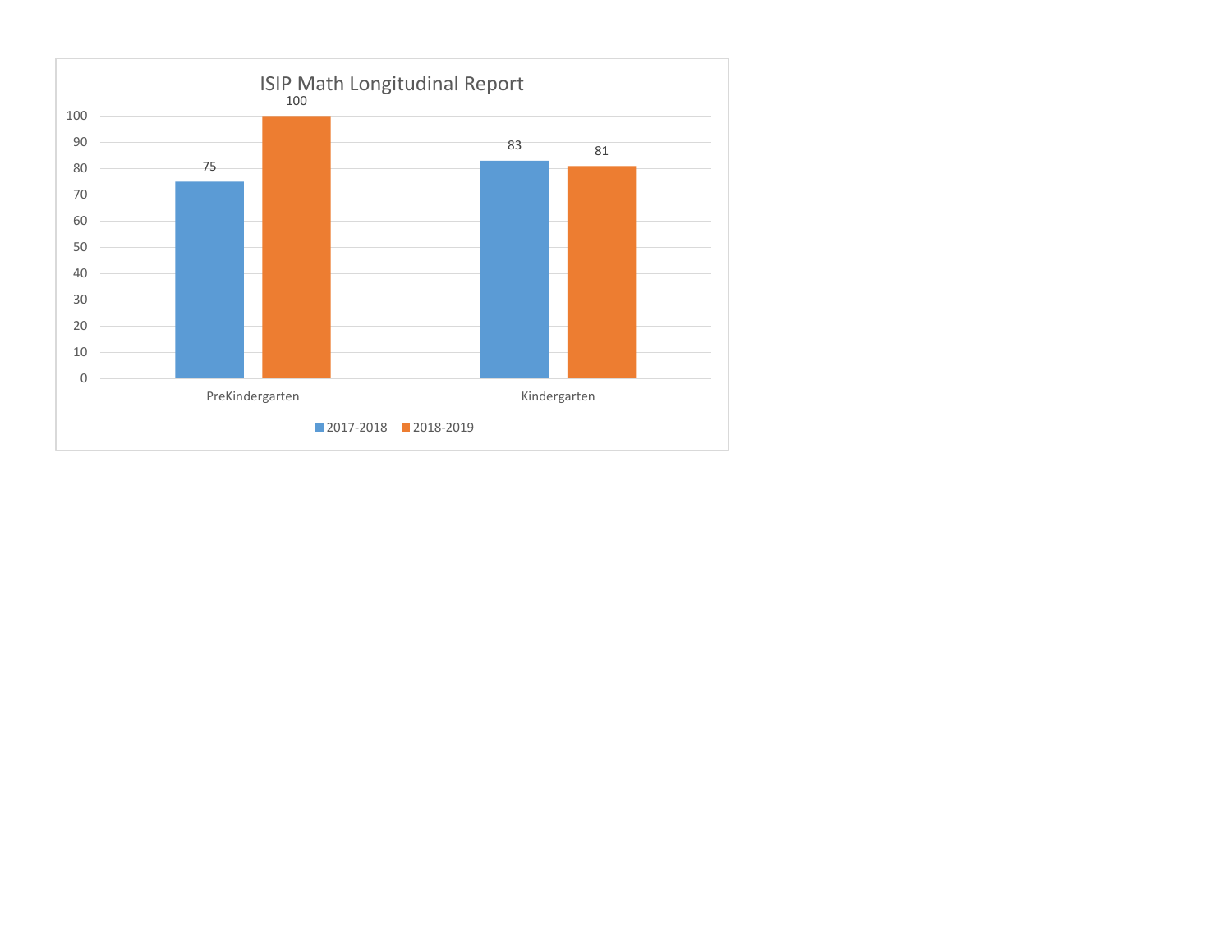## ISIP Math Longitudinal Report

| | 2017-2018 | 2018-2019 |
|---|---|---|
| PreKindergarten | 75 | 100 |
| Kindergarten | 83 | 81 |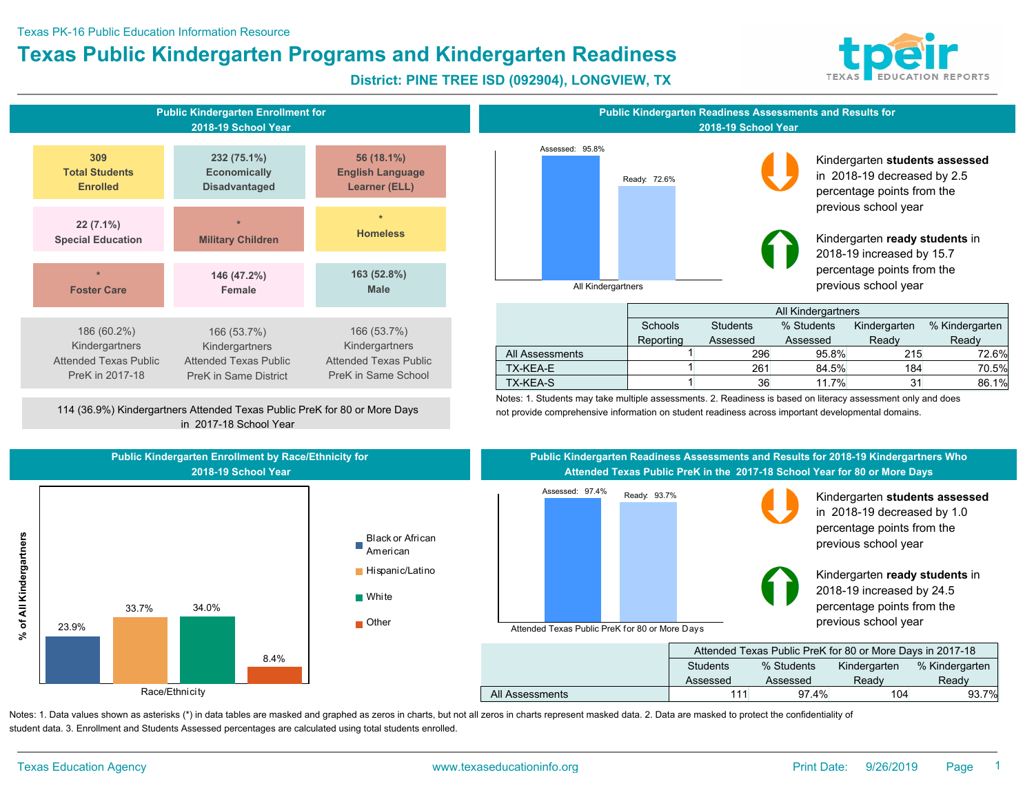Texas PK-16 Public Education Information Resource

# Texas Public Kindergarten Programs and Kindergarten Readiness

### District: PINE TREE ISD (092904), LONGVIEW, TX

## Public Kindergarten Enrollment for 2018-19 School Year

**309**
**Total Students Enrolled**

**232 (75.1%)**
**Economically Disadvantaged**

**56 (18.1%)**
**English Language Learner (ELL)**

**22 (7.1%)**
**Special Education**

**\***
**Military Children**

**\***
**Homeless**

**\***
**Foster Care**

**146 (47.2%)**
**Female**

**163 (52.8%)**
**Male**

186 (60.2%) Kindergartners Attended Texas Public PreK in 2017-18

166 (53.7%) Kindergartners Attended Texas Public PreK in Same District

166 (53.7%) Kindergartners Attended Texas Public PreK in Same School

114 (36.9%) Kindergartners Attended Texas Public PreK for 80 or More Days in 2017-18 School Year

## Public Kindergarten Readiness Assessments and Results for 2018-19 School Year

All Kindergartners — Assessed: 95.8%; Ready: 72.6%

Kindergarten **students assessed** in 2018-19 decreased by 2.5 percentage points from the previous school year

Kindergarten **ready students** in 2018-19 increased by 15.7 percentage points from the previous school year

| | All Kindergartners | | | | |
|---|---|---|---|---|---|
| | Schools Reporting | Students Assessed | % Students Assessed | Kindergarten Ready | % Kindergarten Ready |
| All Assessments | 1 | 296 | 95.8% | 215 | 72.6% |
| TX-KEA-E | 1 | 261 | 84.5% | 184 | 70.5% |
| TX-KEA-S | 1 | 36 | 11.7% | 31 | 86.1% |

Notes: 1. Students may take multiple assessments. 2. Readiness is based on literacy assessment only and does not provide comprehensive information on student readiness across important developmental domains.

## Public Kindergarten Enrollment by Race/Ethnicity for 2018-19 School Year

% of All Kindergartners by Race/Ethnicity:

| Race/Ethnicity | % of All Kindergartners |
|---|---|
| Black or African American | 23.9% |
| Hispanic/Latino | 33.7% |
| White | 34.0% |
| Other | 8.4% |

## Public Kindergarten Readiness Assessments and Results for 2018-19 Kindergartners Who Attended Texas Public PreK in the 2017-18 School Year for 80 or More Days

Attended Texas Public PreK for 80 or More Days — Assessed: 97.4%; Ready: 93.7%

Kindergarten **students assessed** in 2018-19 decreased by 1.0 percentage points from the previous school year

Kindergarten **ready students** in 2018-19 increased by 24.5 percentage points from the previous school year

| | Attended Texas Public PreK for 80 or More Days in 2017-18 | | | |
|---|---|---|---|---|
| | Students Assessed | % Students Assessed | Kindergarten Ready | % Kindergarten Ready |
| All Assessments | 111 | 97.4% | 104 | 93.7% |

Notes: 1. Data values shown as asterisks (*) in data tables are masked and graphed as zeros in charts, but not all zeros in charts represent masked data. 2. Data are masked to protect the confidentiality of student data. 3. Enrollment and Students Assessed percentages are calculated using total students enrolled.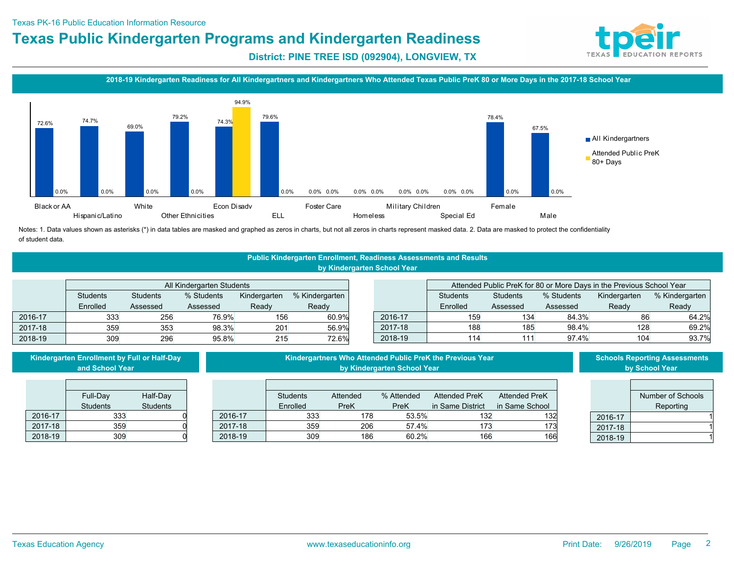Texas PK-16 Public Education Information Resource

# Texas Public Kindergarten Programs and Kindergarten Readiness

**District: PINE TREE ISD (092904), LONGVIEW, TX**

## 2018-19 Kindergarten Readiness for All Kindergartners and Kindergartners Who Attended Texas Public PreK 80 or More Days in the 2017-18 School Year

| Group | All Kindergartners | Attended Public PreK 80+ Days |
|---|---|---|
| Black or AA | 72.6% | 0.0% |
| Hispanic/Latino | 74.7% | 0.0% |
| White | 69.0% | 0.0% |
| Other Ethnicities | 79.2% | 0.0% |
| Econ Disadv | 74.3% | 94.9% |
| ELL | 79.6% | 0.0% |
| Foster Care | 0.0% | 0.0% |
| Homeless | 0.0% | 0.0% |
| Military Children | 0.0% | 0.0% |
| Special Ed | 0.0% | 0.0% |
| Female | 78.4% | 0.0% |
| Male | 67.5% | 0.0% |

Notes: 1. Data values shown as asterisks (*) in data tables are masked and graphed as zeros in charts, but not all zeros in charts represent masked data. 2. Data are masked to protect the confidentiality of student data.

## Public Kindergarten Enrollment, Readiness Assessments and Results by Kindergarten School Year

| | All Kindergarten Students | | | | |
|---|---|---|---|---|---|
| | Students Enrolled | Students Assessed | % Students Assessed | Kindergarten Ready | % Kindergarten Ready |
| 2016-17 | 333 | 256 | 76.9% | 156 | 60.9% |
| 2017-18 | 359 | 353 | 98.3% | 201 | 56.9% |
| 2018-19 | 309 | 296 | 95.8% | 215 | 72.6% |

| | Attended Public PreK for 80 or More Days in the Previous School Year | | | | |
|---|---|---|---|---|---|
| | Students Enrolled | Students Assessed | % Students Assessed | Kindergarten Ready | % Kindergarten Ready |
| 2016-17 | 159 | 134 | 84.3% | 86 | 64.2% |
| 2017-18 | 188 | 185 | 98.4% | 128 | 69.2% |
| 2018-19 | 114 | 111 | 97.4% | 104 | 93.7% |

## Kindergarten Enrollment by Full or Half-Day and School Year

| | Full-Day Students | Half-Day Students |
|---|---|---|
| 2016-17 | 333 | 0 |
| 2017-18 | 359 | 0 |
| 2018-19 | 309 | 0 |

## Kindergartners Who Attended Public PreK the Previous Year by Kindergarten School Year

| | Students Enrolled | Attended PreK | % Attended PreK | Attended PreK in Same District | Attended PreK in Same School |
|---|---|---|---|---|---|
| 2016-17 | 333 | 178 | 53.5% | 132 | 132 |
| 2017-18 | 359 | 206 | 57.4% | 173 | 173 |
| 2018-19 | 309 | 186 | 60.2% | 166 | 166 |

## Schools Reporting Assessments by School Year

| | Number of Schools Reporting |
|---|---|
| 2016-17 | 1 |
| 2017-18 | 1 |
| 2018-19 | 1 |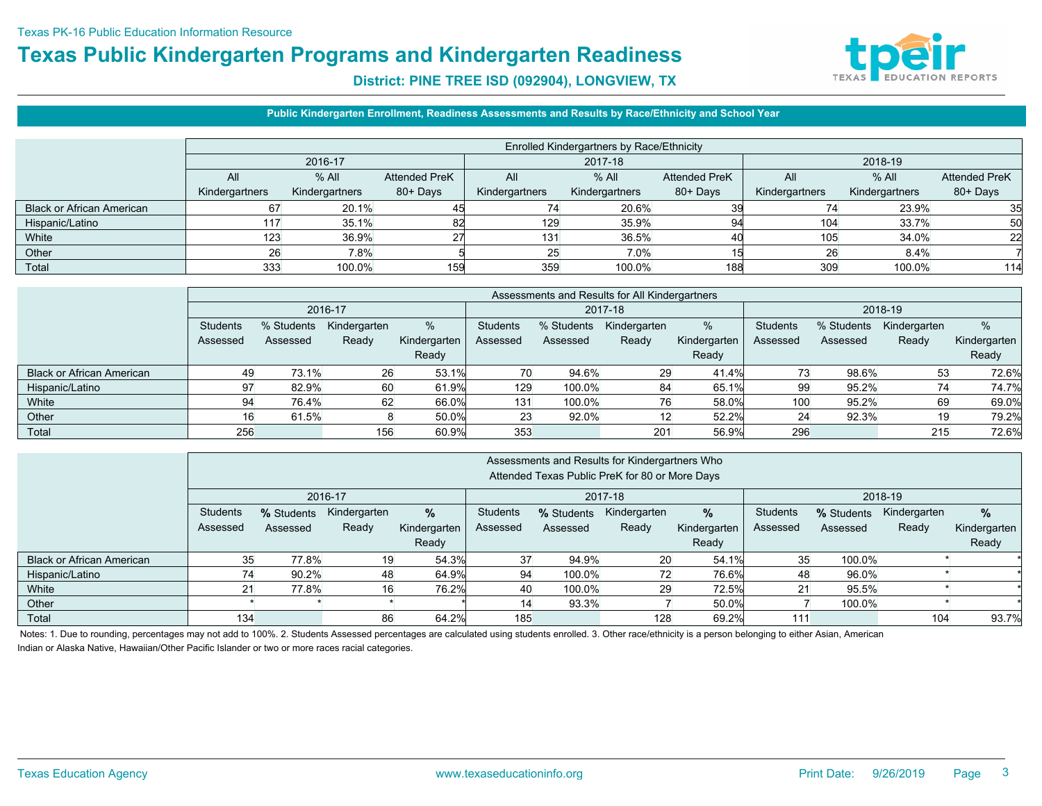Texas PK-16 Public Education Information Resource

# Texas Public Kindergarten Programs and Kindergarten Readiness

### District: PINE TREE ISD (092904), LONGVIEW, TX

## Public Kindergarten Enrollment, Readiness Assessments and Results by Race/Ethnicity and School Year

| | Enrolled Kindergartners by Race/Ethnicity | | | | | | | | |
|---|---|---|---|---|---|---|---|---|---|
| | 2016-17 | | | 2017-18 | | | 2018-19 | | |
| | All Kindergartners | % All Kindergartners | Attended PreK 80+ Days | All Kindergartners | % All Kindergartners | Attended PreK 80+ Days | All Kindergartners | % All Kindergartners | Attended PreK 80+ Days |
| Black or African American | 67 | 20.1% | 45 | 74 | 20.6% | 39 | 74 | 23.9% | 35 |
| Hispanic/Latino | 117 | 35.1% | 82 | 129 | 35.9% | 94 | 104 | 33.7% | 50 |
| White | 123 | 36.9% | 27 | 131 | 36.5% | 40 | 105 | 34.0% | 22 |
| Other | 26 | 7.8% | 5 | 25 | 7.0% | 15 | 26 | 8.4% | 7 |
| Total | 333 | 100.0% | 159 | 359 | 100.0% | 188 | 309 | 100.0% | 114 |

| | Assessments and Results for All Kindergartners | | | | | | | | | | | |
|---|---|---|---|---|---|---|---|---|---|---|---|---|
| | 2016-17 | | | | 2017-18 | | | | 2018-19 | | | |
| | Students Assessed | % Students Assessed | Kindergarten Ready | % Kindergarten Ready | Students Assessed | % Students Assessed | Kindergarten Ready | % Kindergarten Ready | Students Assessed | % Students Assessed | Kindergarten Ready | % Kindergarten Ready |
| Black or African American | 49 | 73.1% | 26 | 53.1% | 70 | 94.6% | 29 | 41.4% | 73 | 98.6% | 53 | 72.6% |
| Hispanic/Latino | 97 | 82.9% | 60 | 61.9% | 129 | 100.0% | 84 | 65.1% | 99 | 95.2% | 74 | 74.7% |
| White | 94 | 76.4% | 62 | 66.0% | 131 | 100.0% | 76 | 58.0% | 100 | 95.2% | 69 | 69.0% |
| Other | 16 | 61.5% | 8 | 50.0% | 23 | 92.0% | 12 | 52.2% | 24 | 92.3% | 19 | 79.2% |
| Total | 256 | | 156 | 60.9% | 353 | | 201 | 56.9% | 296 | | 215 | 72.6% |

| | Assessments and Results for Kindergartners Who Attended Texas Public PreK for 80 or More Days | | | | | | | | | | | |
|---|---|---|---|---|---|---|---|---|---|---|---|---|
| | 2016-17 | | | | 2017-18 | | | | 2018-19 | | | |
| | Students Assessed | % Students Assessed | Kindergarten Ready | % Kindergarten Ready | Students Assessed | % Students Assessed | Kindergarten Ready | % Kindergarten Ready | Students Assessed | % Students Assessed | Kindergarten Ready | % Kindergarten Ready |
| Black or African American | 35 | 77.8% | 19 | 54.3% | 37 | 94.9% | 20 | 54.1% | 35 | 100.0% | * | * |
| Hispanic/Latino | 74 | 90.2% | 48 | 64.9% | 94 | 100.0% | 72 | 76.6% | 48 | 96.0% | * | * |
| White | 21 | 77.8% | 16 | 76.2% | 40 | 100.0% | 29 | 72.5% | 21 | 95.5% | * | * |
| Other | * | * | * | * | 14 | 93.3% | 7 | 50.0% | 7 | 100.0% | * | * |
| Total | 134 | | 86 | 64.2% | 185 | | 128 | 69.2% | 111 | | 104 | 93.7% |

Notes: 1. Due to rounding, percentages may not add to 100%. 2. Students Assessed percentages are calculated using students enrolled. 3. Other race/ethnicity is a person belonging to either Asian, American Indian or Alaska Native, Hawaiian/Other Pacific Islander or two or more races racial categories.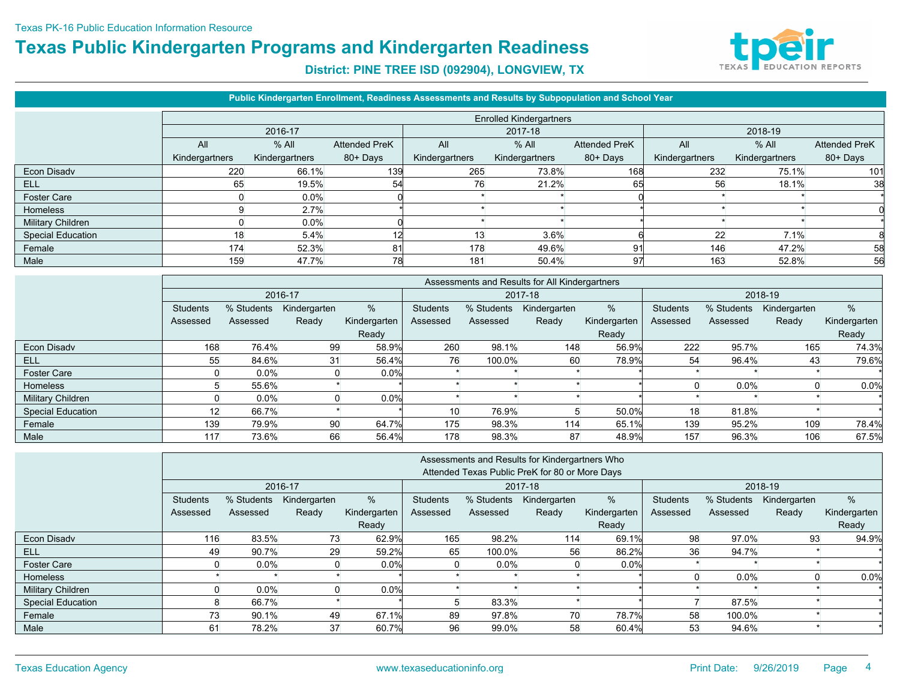Texas PK-16 Public Education Information Resource

# Texas Public Kindergarten Programs and Kindergarten Readiness

**District: PINE TREE ISD (092904), LONGVIEW, TX**

## Public Kindergarten Enrollment, Readiness Assessments and Results by Subpopulation and School Year

| | Enrolled Kindergartners | | | | | | | | |
|---|---|---|---|---|---|---|---|---|---|
| | 2016-17 | | | 2017-18 | | | 2018-19 | | |
| | All Kindergartners | % All Kindergartners | Attended PreK 80+ Days | All Kindergartners | % All Kindergartners | Attended PreK 80+ Days | All Kindergartners | % All Kindergartners | Attended PreK 80+ Days |
| Econ Disadv | 220 | 66.1% | 139 | 265 | 73.8% | 168 | 232 | 75.1% | 101 |
| ELL | 65 | 19.5% | 54 | 76 | 21.2% | 65 | 56 | 18.1% | 38 |
| Foster Care | 0 | 0.0% | 0 | * | * | 0 | * | * | * |
| Homeless | 9 | 2.7% | * | * | * | * | * | * | 0 |
| Military Children | 0 | 0.0% | 0 | * | * | * | * | * | * |
| Special Education | 18 | 5.4% | 12 | 13 | 3.6% | 6 | 22 | 7.1% | 8 |
| Female | 174 | 52.3% | 81 | 178 | 49.6% | 91 | 146 | 47.2% | 58 |
| Male | 159 | 47.7% | 78 | 181 | 50.4% | 97 | 163 | 52.8% | 56 |

| | Assessments and Results for All Kindergartners | | | | | | | | | | | |
|---|---|---|---|---|---|---|---|---|---|---|---|---|
| | 2016-17 | | | | 2017-18 | | | | 2018-19 | | | |
| | Students Assessed | % Students Assessed | Kindergarten Ready | % Kindergarten Ready | Students Assessed | % Students Assessed | Kindergarten Ready | % Kindergarten Ready | Students Assessed | % Students Assessed | Kindergarten Ready | % Kindergarten Ready |
| Econ Disadv | 168 | 76.4% | 99 | 58.9% | 260 | 98.1% | 148 | 56.9% | 222 | 95.7% | 165 | 74.3% |
| ELL | 55 | 84.6% | 31 | 56.4% | 76 | 100.0% | 60 | 78.9% | 54 | 96.4% | 43 | 79.6% |
| Foster Care | 0 | 0.0% | 0 | 0.0% | * | * | * | * | * | * | * | * |
| Homeless | 5 | 55.6% | * | * | * | * | * | * | 0 | 0.0% | 0 | 0.0% |
| Military Children | 0 | 0.0% | 0 | 0.0% | * | * | * | * | * | * | * | * |
| Special Education | 12 | 66.7% | * | * | 10 | 76.9% | 5 | 50.0% | 18 | 81.8% | * | * |
| Female | 139 | 79.9% | 90 | 64.7% | 175 | 98.3% | 114 | 65.1% | 139 | 95.2% | 109 | 78.4% |
| Male | 117 | 73.6% | 66 | 56.4% | 178 | 98.3% | 87 | 48.9% | 157 | 96.3% | 106 | 67.5% |

| | Assessments and Results for Kindergartners Who Attended Texas Public PreK for 80 or More Days | | | | | | | | | | | |
|---|---|---|---|---|---|---|---|---|---|---|---|---|
| | 2016-17 | | | | 2017-18 | | | | 2018-19 | | | |
| | Students Assessed | % Students Assessed | Kindergarten Ready | % Kindergarten Ready | Students Assessed | % Students Assessed | Kindergarten Ready | % Kindergarten Ready | Students Assessed | % Students Assessed | Kindergarten Ready | % Kindergarten Ready |
| Econ Disadv | 116 | 83.5% | 73 | 62.9% | 165 | 98.2% | 114 | 69.1% | 98 | 97.0% | 93 | 94.9% |
| ELL | 49 | 90.7% | 29 | 59.2% | 65 | 100.0% | 56 | 86.2% | 36 | 94.7% | * | * |
| Foster Care | 0 | 0.0% | 0 | 0.0% | 0 | 0.0% | 0 | 0.0% | * | * | * | * |
| Homeless | * | * | * | * | * | * | * | * | 0 | 0.0% | 0 | 0.0% |
| Military Children | 0 | 0.0% | 0 | 0.0% | * | * | * | * | * | * | * | * |
| Special Education | 8 | 66.7% | * | * | 5 | 83.3% | * | * | 7 | 87.5% | * | * |
| Female | 73 | 90.1% | 49 | 67.1% | 89 | 97.8% | 70 | 78.7% | 58 | 100.0% | * | * |
| Male | 61 | 78.2% | 37 | 60.7% | 96 | 99.0% | 58 | 60.4% | 53 | 94.6% | * | * |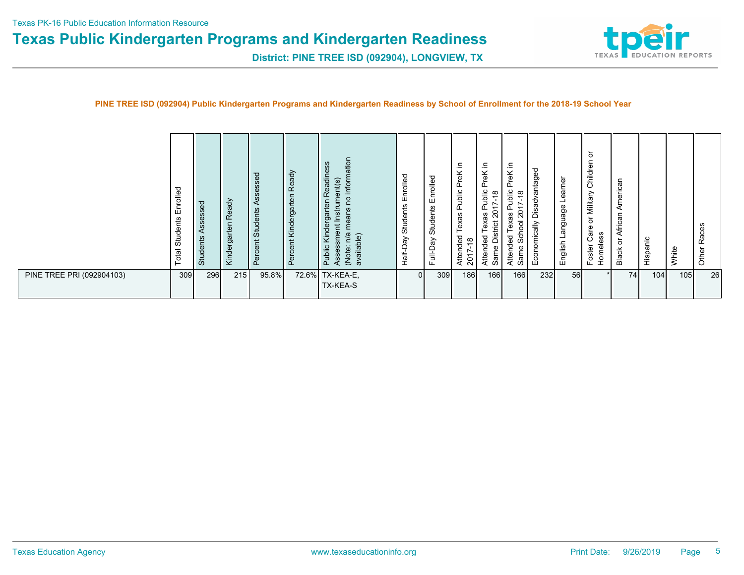Texas PK-16 Public Education Information Resource

# Texas Public Kindergarten Programs and Kindergarten Readiness

**District: PINE TREE ISD (092904), LONGVIEW, TX**

**PINE TREE ISD (092904) Public Kindergarten Programs and Kindergarten Readiness by School of Enrollment for the 2018-19 School Year**

| | Total Students Enrolled | Students Assessed | Kindergarten Ready | Percent Students Assessed | Percent Kindergarten Ready | Public Kindergarten Readiness Assessment Instrument(s) (Note: n/a means no information available) | Half-Day Students Enrolled | Full-Day Students Enrolled | Attended Texas Public PreK in 2017-18 | Attended Texas Public PreK in Same District 2017-18 | Attended Texas Public PreK in Same School 2017-18 | Economically Disadvantaged | English Language Learner | Foster Care or Military Children or Homeless | Black or African American | Hispanic | White | Other Races |
|---|---|---|---|---|---|---|---|---|---|---|---|---|---|---|---|---|---|---|
| PINE TREE PRI (092904103) | 309 | 296 | 215 | 95.8% | 72.6% | TX-KEA-E, TX-KEA-S | 0 | 309 | 186 | 166 | 166 | 232 | 56 | * | 74 | 104 | 105 | 26 |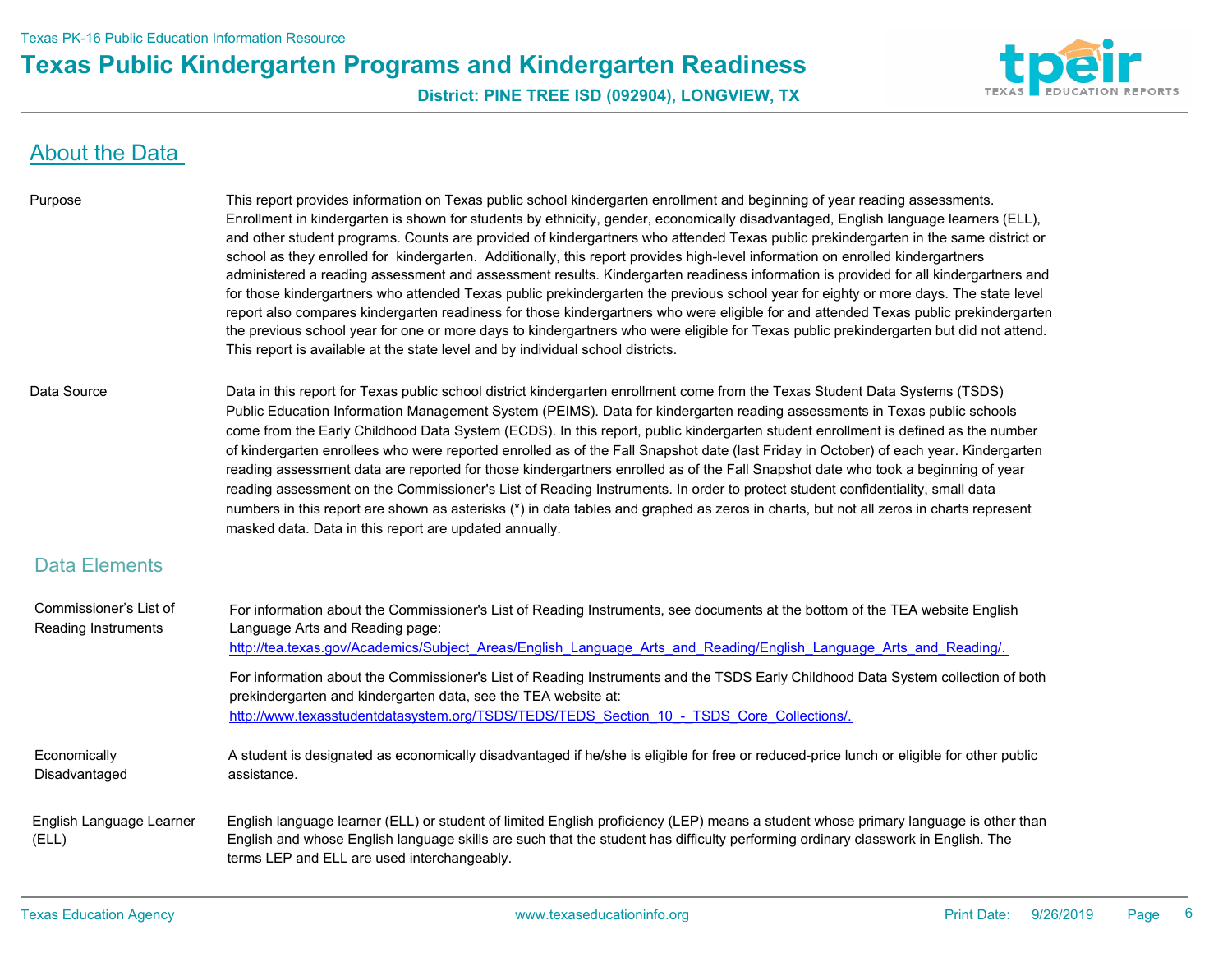Texas PK-16 Public Education Information Resource

# Texas Public Kindergarten Programs and Kindergarten Readiness

**District: PINE TREE ISD (092904), LONGVIEW, TX**

## About the Data

**Purpose**

This report provides information on Texas public school kindergarten enrollment and beginning of year reading assessments. Enrollment in kindergarten is shown for students by ethnicity, gender, economically disadvantaged, English language learners (ELL), and other student programs. Counts are provided of kindergartners who attended Texas public prekindergarten in the same district or school as they enrolled for kindergarten. Additionally, this report provides high-level information on enrolled kindergartners administered a reading assessment and assessment results. Kindergarten readiness information is provided for all kindergartners and for those kindergartners who attended Texas public prekindergarten the previous school year for eighty or more days. The state level report also compares kindergarten readiness for those kindergartners who were eligible for and attended Texas public prekindergarten the previous school year for one or more days to kindergartners who were eligible for Texas public prekindergarten but did not attend. This report is available at the state level and by individual school districts.

**Data Source**

Data in this report for Texas public school district kindergarten enrollment come from the Texas Student Data Systems (TSDS) Public Education Information Management System (PEIMS). Data for kindergarten reading assessments in Texas public schools come from the Early Childhood Data System (ECDS). In this report, public kindergarten student enrollment is defined as the number of kindergarten enrollees who were reported enrolled as of the Fall Snapshot date (last Friday in October) of each year. Kindergarten reading assessment data are reported for those kindergartners enrolled as of the Fall Snapshot date who took a beginning of year reading assessment on the Commissioner's List of Reading Instruments. In order to protect student confidentiality, small data numbers in this report are shown as asterisks (*) in data tables and graphed as zeros in charts, but not all zeros in charts represent masked data. Data in this report are updated annually.

### Data Elements

**Commissioner's List of Reading Instruments**

For information about the Commissioner's List of Reading Instruments, see documents at the bottom of the TEA website English Language Arts and Reading page: http://tea.texas.gov/Academics/Subject_Areas/English_Language_Arts_and_Reading/English_Language_Arts_and_Reading/.

For information about the Commissioner's List of Reading Instruments and the TSDS Early Childhood Data System collection of both prekindergarten and kindergarten data, see the TEA website at: http://www.texasstudentdatasystem.org/TSDS/TEDS/TEDS_Section_10_-_TSDS_Core_Collections/.

**Economically Disadvantaged**

A student is designated as economically disadvantaged if he/she is eligible for free or reduced-price lunch or eligible for other public assistance.

**English Language Learner (ELL)**

English language learner (ELL) or student of limited English proficiency (LEP) means a student whose primary language is other than English and whose English language skills are such that the student has difficulty performing ordinary classwork in English. The terms LEP and ELL are used interchangeably.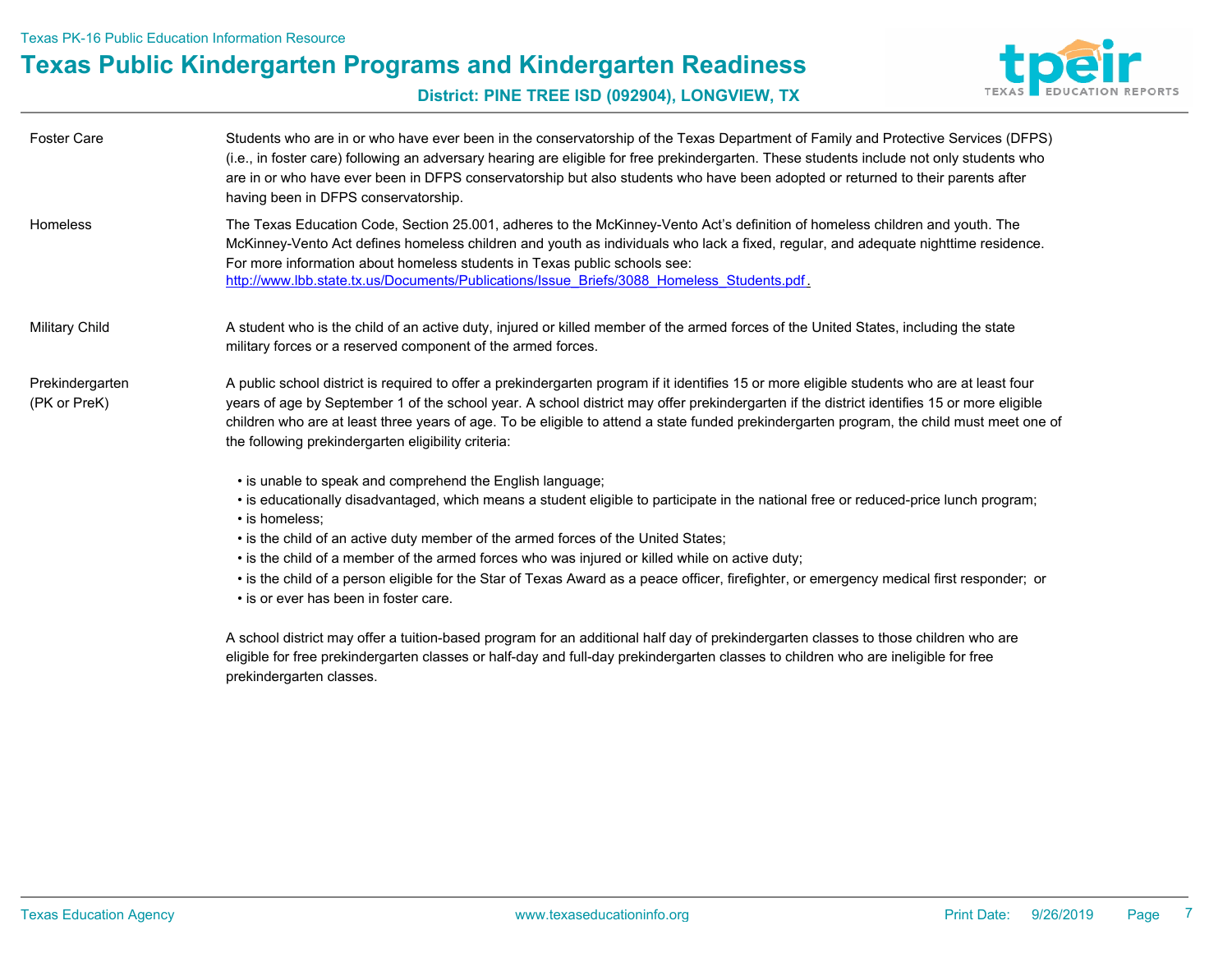| | |
|---|---|
| Foster Care | Students who are in or who have ever been in the conservatorship of the Texas Department of Family and Protective Services (DFPS) (i.e., in foster care) following an adversary hearing are eligible for free prekindergarten. These students include not only students who are in or who have ever been in DFPS conservatorship but also students who have been adopted or returned to their parents after having been in DFPS conservatorship. |
| Homeless | The Texas Education Code, Section 25.001, adheres to the McKinney-Vento Act's definition of homeless children and youth. The McKinney-Vento Act defines homeless children and youth as individuals who lack a fixed, regular, and adequate nighttime residence. For more information about homeless students in Texas public schools see: http://www.lbb.state.tx.us/Documents/Publications/Issue_Briefs/3088_Homeless_Students.pdf . |
| Military Child | A student who is the child of an active duty, injured or killed member of the armed forces of the United States, including the state military forces or a reserved component of the armed forces. |
| Prekindergarten (PK or PreK) | A public school district is required to offer a prekindergarten program if it identifies 15 or more eligible students who are at least four years of age by September 1 of the school year. A school district may offer prekindergarten if the district identifies 15 or more eligible children who are at least three years of age. To be eligible to attend a state funded prekindergarten program, the child must meet one of the following prekindergarten eligibility criteria:<br><br>• is unable to speak and comprehend the English language;<br>• is educationally disadvantaged, which means a student eligible to participate in the national free or reduced-price lunch program;<br>• is homeless;<br>• is the child of an active duty member of the armed forces of the United States;<br>• is the child of a member of the armed forces who was injured or killed while on active duty;<br>• is the child of a person eligible for the Star of Texas Award as a peace officer, firefighter, or emergency medical first responder; or<br>• is or ever has been in foster care.<br><br>A school district may offer a tuition-based program for an additional half day of prekindergarten classes to those children who are eligible for free prekindergarten classes or half-day and full-day prekindergarten classes to children who are ineligible for free prekindergarten classes. |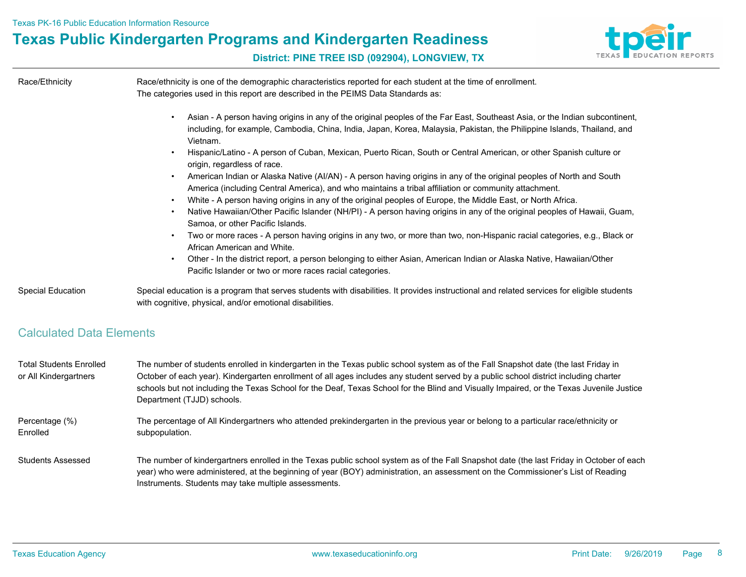**Race/Ethnicity**

Race/ethnicity is one of the demographic characteristics reported for each student at the time of enrollment. The categories used in this report are described in the PEIMS Data Standards as:

- Asian - A person having origins in any of the original peoples of the Far East, Southeast Asia, or the Indian subcontinent, including, for example, Cambodia, China, India, Japan, Korea, Malaysia, Pakistan, the Philippine Islands, Thailand, and Vietnam.
- Hispanic/Latino - A person of Cuban, Mexican, Puerto Rican, South or Central American, or other Spanish culture or origin, regardless of race.
- American Indian or Alaska Native (AI/AN) - A person having origins in any of the original peoples of North and South America (including Central America), and who maintains a tribal affiliation or community attachment.
- White - A person having origins in any of the original peoples of Europe, the Middle East, or North Africa.
- Native Hawaiian/Other Pacific Islander (NH/PI) - A person having origins in any of the original peoples of Hawaii, Guam, Samoa, or other Pacific Islands.
- Two or more races - A person having origins in any two, or more than two, non-Hispanic racial categories, e.g., Black or African American and White.
- Other - In the district report, a person belonging to either Asian, American Indian or Alaska Native, Hawaiian/Other Pacific Islander or two or more races racial categories.

**Special Education**

Special education is a program that serves students with disabilities. It provides instructional and related services for eligible students with cognitive, physical, and/or emotional disabilities.

## Calculated Data Elements

**Total Students Enrolled or All Kindergartners**

The number of students enrolled in kindergarten in the Texas public school system as of the Fall Snapshot date (the last Friday in October of each year). Kindergarten enrollment of all ages includes any student served by a public school district including charter schools but not including the Texas School for the Deaf, Texas School for the Blind and Visually Impaired, or the Texas Juvenile Justice Department (TJJD) schools.

**Percentage (%) Enrolled**

The percentage of All Kindergartners who attended prekindergarten in the previous year or belong to a particular race/ethnicity or subpopulation.

**Students Assessed**

The number of kindergartners enrolled in the Texas public school system as of the Fall Snapshot date (the last Friday in October of each year) who were administered, at the beginning of year (BOY) administration, an assessment on the Commissioner's List of Reading Instruments. Students may take multiple assessments.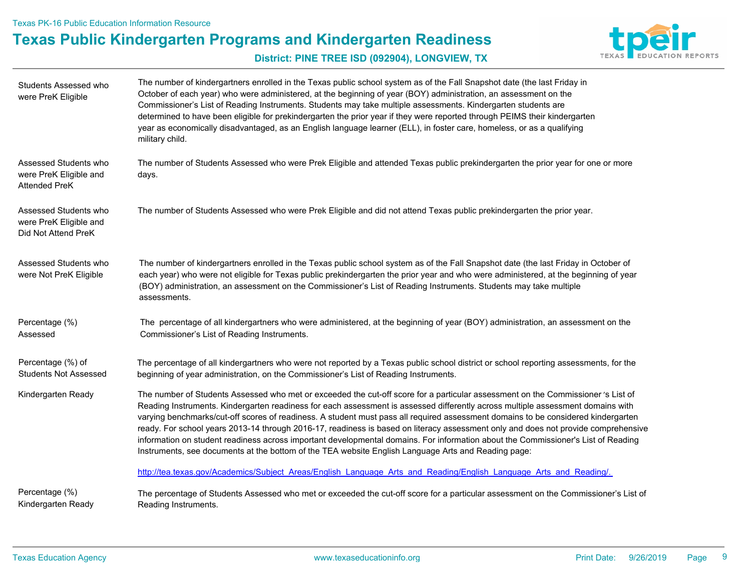Texas PK-16 Public Education Information Resource

# Texas Public Kindergarten Programs and Kindergarten Readiness

**District: PINE TREE ISD (092904), LONGVIEW, TX**

| Term | Definition |
|---|---|
| Students Assessed who were PreK Eligible | The number of kindergartners enrolled in the Texas public school system as of the Fall Snapshot date (the last Friday in October of each year) who were administered, at the beginning of year (BOY) administration, an assessment on the Commissioner's List of Reading Instruments. Students may take multiple assessments. Kindergarten students are determined to have been eligible for prekindergarten the prior year if they were reported through PEIMS their kindergarten year as economically disadvantaged, as an English language learner (ELL), in foster care, homeless, or as a qualifying military child. |
| Assessed Students who were PreK Eligible and Attended PreK | The number of Students Assessed who were Prek Eligible and attended Texas public prekindergarten the prior year for one or more days. |
| Assessed Students who were PreK Eligible and Did Not Attend PreK | The number of Students Assessed who were Prek Eligible and did not attend Texas public prekindergarten the prior year. |
| Assessed Students who were Not PreK Eligible | The number of kindergartners enrolled in the Texas public school system as of the Fall Snapshot date (the last Friday in October of each year) who were not eligible for Texas public prekindergarten the prior year and who were administered, at the beginning of year (BOY) administration, an assessment on the Commissioner's List of Reading Instruments. Students may take multiple assessments. |
| Percentage (%) Assessed | The percentage of all kindergartners who were administered, at the beginning of year (BOY) administration, an assessment on the Commissioner's List of Reading Instruments. |
| Percentage (%) of Students Not Assessed | The percentage of all kindergartners who were not reported by a Texas public school district or school reporting assessments, for the beginning of year administration, on the Commissioner's List of Reading Instruments. |
| Kindergarten Ready | The number of Students Assessed who met or exceeded the cut-off score for a particular assessment on the Commissioner's List of Reading Instruments. Kindergarten readiness for each assessment is assessed differently across multiple assessment domains with varying benchmarks/cut-off scores of readiness. A student must pass all required assessment domains to be considered kindergarten ready. For school years 2013-14 through 2016-17, readiness is based on literacy assessment only and does not provide comprehensive information on student readiness across important developmental domains. For information about the Commissioner's List of Reading Instruments, see documents at the bottom of the TEA website English Language Arts and Reading page: http://tea.texas.gov/Academics/Subject_Areas/English_Language_Arts_and_Reading/English_Language_Arts_and_Reading/. |
| Percentage (%) Kindergarten Ready | The percentage of Students Assessed who met or exceeded the cut-off score for a particular assessment on the Commissioner's List of Reading Instruments. |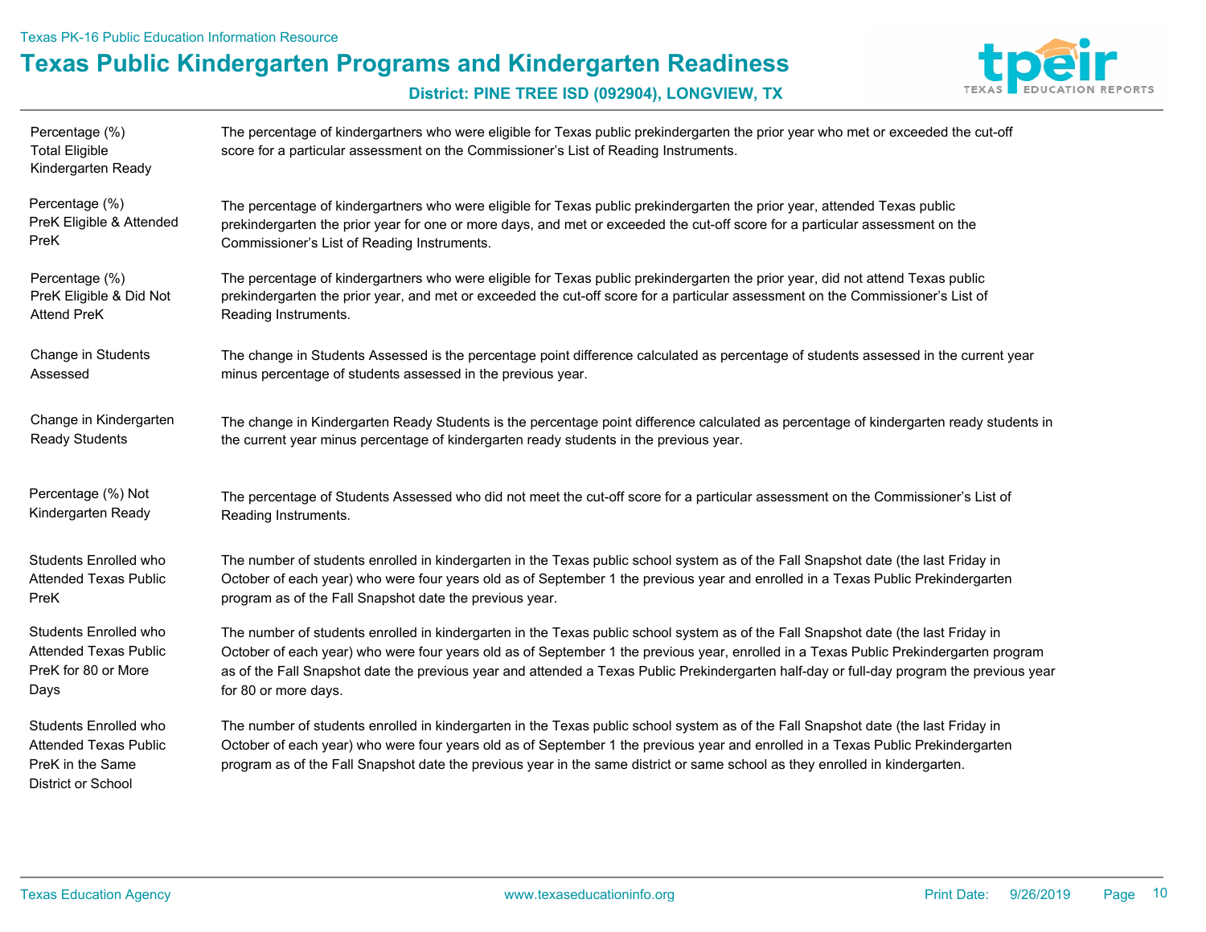Texas PK-16 Public Education Information Resource

# Texas Public Kindergarten Programs and Kindergarten Readiness

**District: PINE TREE ISD (092904), LONGVIEW, TX**

| Term | Definition |
|---|---|
| Percentage (%) Total Eligible Kindergarten Ready | The percentage of kindergartners who were eligible for Texas public prekindergarten the prior year who met or exceeded the cut-off score for a particular assessment on the Commissioner's List of Reading Instruments. |
| Percentage (%) PreK Eligible & Attended PreK | The percentage of kindergartners who were eligible for Texas public prekindergarten the prior year, attended Texas public prekindergarten the prior year for one or more days, and met or exceeded the cut-off score for a particular assessment on the Commissioner's List of Reading Instruments. |
| Percentage (%) PreK Eligible & Did Not Attend PreK | The percentage of kindergartners who were eligible for Texas public prekindergarten the prior year, did not attend Texas public prekindergarten the prior year, and met or exceeded the cut-off score for a particular assessment on the Commissioner's List of Reading Instruments. |
| Change in Students Assessed | The change in Students Assessed is the percentage point difference calculated as percentage of students assessed in the current year minus percentage of students assessed in the previous year. |
| Change in Kindergarten Ready Students | The change in Kindergarten Ready Students is the percentage point difference calculated as percentage of kindergarten ready students in the current year minus percentage of kindergarten ready students in the previous year. |
| Percentage (%) Not Kindergarten Ready | The percentage of Students Assessed who did not meet the cut-off score for a particular assessment on the Commissioner's List of Reading Instruments. |
| Students Enrolled who Attended Texas Public PreK | The number of students enrolled in kindergarten in the Texas public school system as of the Fall Snapshot date (the last Friday in October of each year) who were four years old as of September 1 the previous year and enrolled in a Texas Public Prekindergarten program as of the Fall Snapshot date the previous year. |
| Students Enrolled who Attended Texas Public PreK for 80 or More Days | The number of students enrolled in kindergarten in the Texas public school system as of the Fall Snapshot date (the last Friday in October of each year) who were four years old as of September 1 the previous year, enrolled in a Texas Public Prekindergarten program as of the Fall Snapshot date the previous year and attended a Texas Public Prekindergarten half-day or full-day program the previous year for 80 or more days. |
| Students Enrolled who Attended Texas Public PreK in the Same District or School | The number of students enrolled in kindergarten in the Texas public school system as of the Fall Snapshot date (the last Friday in October of each year) who were four years old as of September 1 the previous year and enrolled in a Texas Public Prekindergarten program as of the Fall Snapshot date the previous year in the same district or same school as they enrolled in kindergarten. |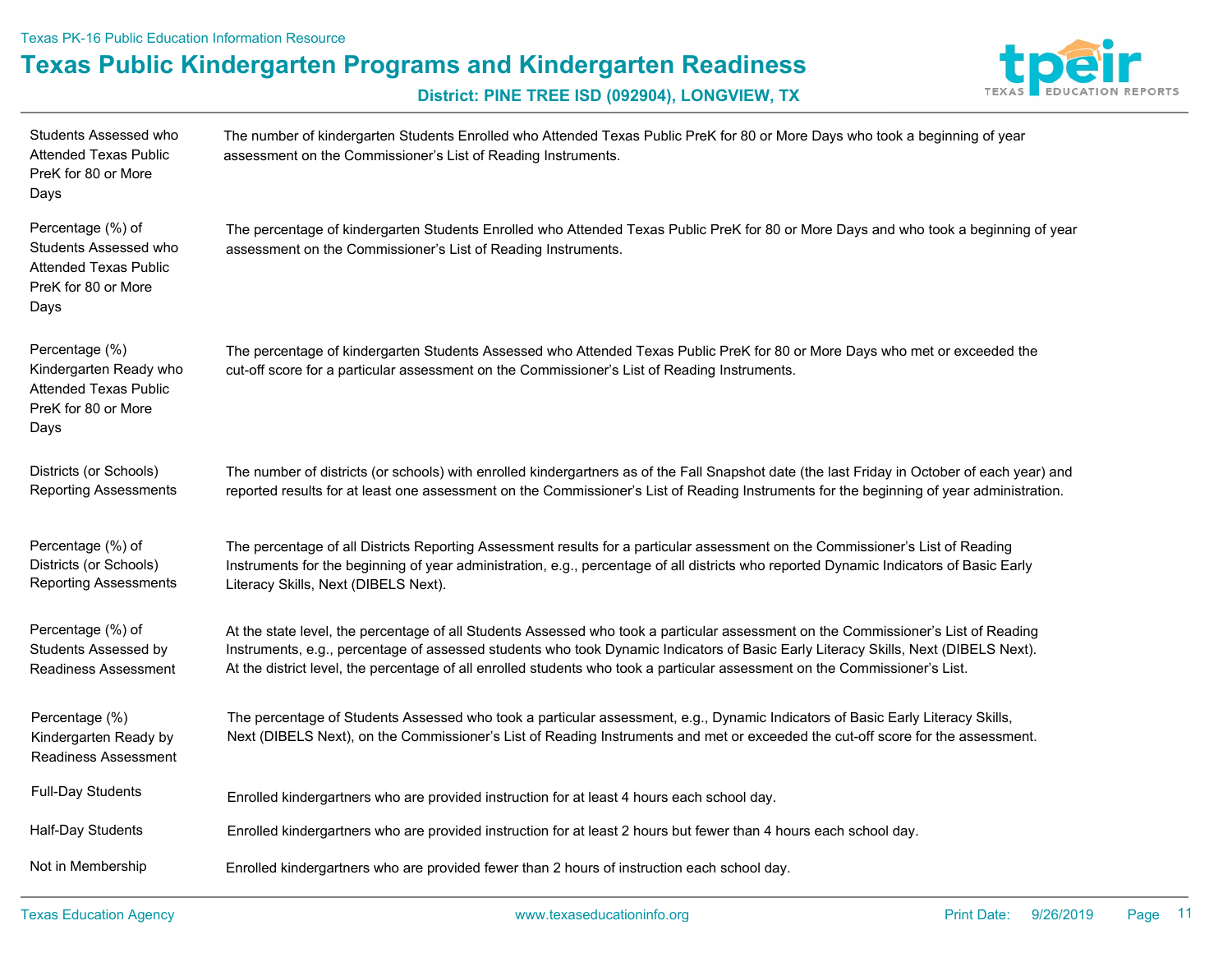| Term | Definition |
|---|---|
| Students Assessed who Attended Texas Public PreK for 80 or More Days | The number of kindergarten Students Enrolled who Attended Texas Public PreK for 80 or More Days who took a beginning of year assessment on the Commissioner's List of Reading Instruments. |
| Percentage (%) of Students Assessed who Attended Texas Public PreK for 80 or More Days | The percentage of kindergarten Students Enrolled who Attended Texas Public PreK for 80 or More Days and who took a beginning of year assessment on the Commissioner's List of Reading Instruments. |
| Percentage (%) Kindergarten Ready who Attended Texas Public PreK for 80 or More Days | The percentage of kindergarten Students Assessed who Attended Texas Public PreK for 80 or More Days who met or exceeded the cut-off score for a particular assessment on the Commissioner's List of Reading Instruments. |
| Districts (or Schools) Reporting Assessments | The number of districts (or schools) with enrolled kindergartners as of the Fall Snapshot date (the last Friday in October of each year) and reported results for at least one assessment on the Commissioner's List of Reading Instruments for the beginning of year administration. |
| Percentage (%) of Districts (or Schools) Reporting Assessments | The percentage of all Districts Reporting Assessment results for a particular assessment on the Commissioner's List of Reading Instruments for the beginning of year administration, e.g., percentage of all districts who reported Dynamic Indicators of Basic Early Literacy Skills, Next (DIBELS Next). |
| Percentage (%) of Students Assessed by Readiness Assessment | At the state level, the percentage of all Students Assessed who took a particular assessment on the Commissioner's List of Reading Instruments, e.g., percentage of assessed students who took Dynamic Indicators of Basic Early Literacy Skills, Next (DIBELS Next). At the district level, the percentage of all enrolled students who took a particular assessment on the Commissioner's List. |
| Percentage (%) Kindergarten Ready by Readiness Assessment | The percentage of Students Assessed who took a particular assessment, e.g., Dynamic Indicators of Basic Early Literacy Skills, Next (DIBELS Next), on the Commissioner's List of Reading Instruments and met or exceeded the cut-off score for the assessment. |
| Full-Day Students | Enrolled kindergartners who are provided instruction for at least 4 hours each school day. |
| Half-Day Students | Enrolled kindergartners who are provided instruction for at least 2 hours but fewer than 4 hours each school day. |
| Not in Membership | Enrolled kindergartners who are provided fewer than 2 hours of instruction each school day. |